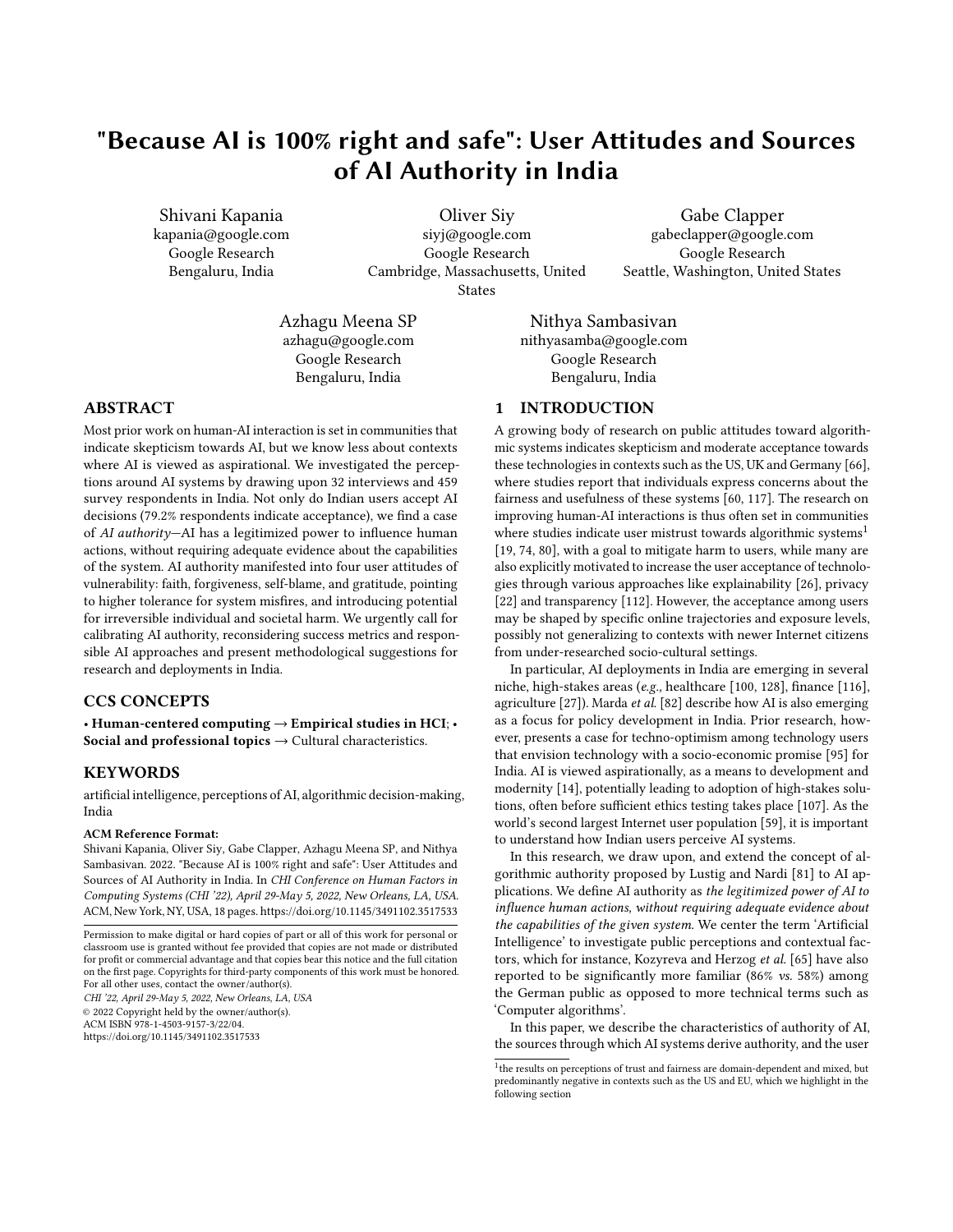# "Because AI is 100% right and safe": User Attitudes and Sources of AI Authority in India

Shivani Kapania
kapania@google.com
Google Research
Bengaluru, India

Oliver Siy
siyj@google.com
Google Research
Cambridge, Massachusetts, United States

Gabe Clapper
gabeclapper@google.com
Google Research
Seattle, Washington, United States

Azhagu Meena SP
azhagu@google.com
Google Research
Bengaluru, India

Nithya Sambasivan
nithyasamba@google.com
Google Research
Bengaluru, India

## ABSTRACT

Most prior work on human-AI interaction is set in communities that indicate skepticism towards AI, but we know less about contexts where AI is viewed as aspirational. We investigated the perceptions around AI systems by drawing upon 32 interviews and 459 survey respondents in India. Not only do Indian users accept AI decisions (79.2% respondents indicate acceptance), we find a case of *AI authority*—AI has a legitimized power to influence human actions, without requiring adequate evidence about the capabilities of the system. AI authority manifested into four user attitudes of vulnerability: faith, forgiveness, self-blame, and gratitude, pointing to higher tolerance for system misfires, and introducing potential for irreversible individual and societal harm. We urgently call for calibrating AI authority, reconsidering success metrics and responsible AI approaches and present methodological suggestions for research and deployments in India.

## CCS CONCEPTS

• **Human-centered computing** → **Empirical studies in HCI**; • **Social and professional topics** → Cultural characteristics.

## KEYWORDS

artificial intelligence, perceptions of AI, algorithmic decision-making, India

**ACM Reference Format:**
Shivani Kapania, Oliver Siy, Gabe Clapper, Azhagu Meena SP, and Nithya Sambasivan. 2022. "Because AI is 100% right and safe": User Attitudes and Sources of AI Authority in India. In *CHI Conference on Human Factors in Computing Systems (CHI '22), April 29-May 5, 2022, New Orleans, LA, USA.* ACM, New York, NY, USA, 18 pages. https://doi.org/10.1145/3491102.3517533

Permission to make digital or hard copies of part or all of this work for personal or classroom use is granted without fee provided that copies are not made or distributed for profit or commercial advantage and that copies bear this notice and the full citation on the first page. Copyrights for third-party components of this work must be honored. For all other uses, contact the owner/author(s).
*CHI '22, April 29-May 5, 2022, New Orleans, LA, USA*
© 2022 Copyright held by the owner/author(s).
ACM ISBN 978-1-4503-9157-3/22/04.
https://doi.org/10.1145/3491102.3517533

## 1 INTRODUCTION

A growing body of research on public attitudes toward algorithmic systems indicates skepticism and moderate acceptance towards these technologies in contexts such as the US, UK and Germany [66], where studies report that individuals express concerns about the fairness and usefulness of these systems [60, 117]. The research on improving human-AI interactions is thus often set in communities where studies indicate user mistrust towards algorithmic systems[1] [19, 74, 80], with a goal to mitigate harm to users, while many are also explicitly motivated to increase the user acceptance of technologies through various approaches like explainability [26], privacy [22] and transparency [112]. However, the acceptance among users may be shaped by specific online trajectories and exposure levels, possibly not generalizing to contexts with newer Internet citizens from under-researched socio-cultural settings.

In particular, AI deployments in India are emerging in several niche, high-stakes areas (*e.g.*, healthcare [100, 128], finance [116], agriculture [27]). Marda *et al.* [82] describe how AI is also emerging as a focus for policy development in India. Prior research, however, presents a case for techno-optimism among technology users that envision technology with a socio-economic promise [95] for India. AI is viewed aspirationally, as a means to development and modernity [14], potentially leading to adoption of high-stakes solutions, often before sufficient ethics testing takes place [107]. As the world's second largest Internet user population [59], it is important to understand how Indian users perceive AI systems.

In this research, we draw upon, and extend the concept of algorithmic authority proposed by Lustig and Nardi [81] to AI applications. We define AI authority as *the legitimized power of AI to influence human actions, without requiring adequate evidence about the capabilities of the given system.* We center the term 'Artificial Intelligence' to investigate public perceptions and contextual factors, which for instance, Kozyreva and Herzog *et al.* [65] have also reported to be significantly more familiar (86% *vs.* 58%) among the German public as opposed to more technical terms such as 'Computer algorithms'.

In this paper, we describe the characteristics of authority of AI, the sources through which AI systems derive authority, and the user

[1] the results on perceptions of trust and fairness are domain-dependent and mixed, but predominantly negative in contexts such as the US and EU, which we highlight in the following section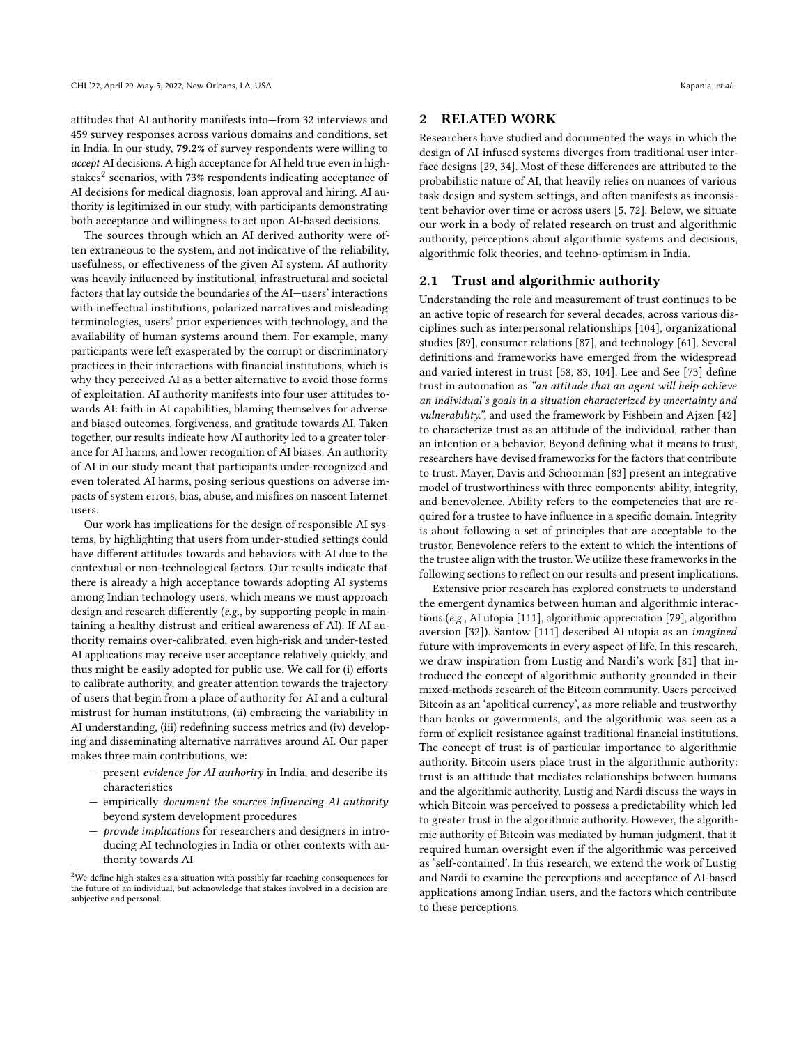attitudes that AI authority manifests into—from 32 interviews and 459 survey responses across various domains and conditions, set in India. In our study, **79.2%** of survey respondents were willing to *accept* AI decisions. A high acceptance for AI held true even in high-stakes[2] scenarios, with 73% respondents indicating acceptance of AI decisions for medical diagnosis, loan approval and hiring. AI authority is legitimized in our study, with participants demonstrating both acceptance and willingness to act upon AI-based decisions.

The sources through which an AI derived authority were often extraneous to the system, and not indicative of the reliability, usefulness, or effectiveness of the given AI system. AI authority was heavily influenced by institutional, infrastructural and societal factors that lay outside the boundaries of the AI—users' interactions with ineffectual institutions, polarized narratives and misleading terminologies, users' prior experiences with technology, and the availability of human systems around them. For example, many participants were left exasperated by the corrupt or discriminatory practices in their interactions with financial institutions, which is why they perceived AI as a better alternative to avoid those forms of exploitation. AI authority manifests into four user attitudes towards AI: faith in AI capabilities, blaming themselves for adverse and biased outcomes, forgiveness, and gratitude towards AI. Taken together, our results indicate how AI authority led to a greater tolerance for AI harms, and lower recognition of AI biases. An authority of AI in our study meant that participants under-recognized and even tolerated AI harms, posing serious questions on adverse impacts of system errors, bias, abuse, and misfires on nascent Internet users.

Our work has implications for the design of responsible AI systems, by highlighting that users from under-studied settings could have different attitudes towards and behaviors with AI due to the contextual or non-technological factors. Our results indicate that there is already a high acceptance towards adopting AI systems among Indian technology users, which means we must approach design and research differently (*e.g.,* by supporting people in maintaining a healthy distrust and critical awareness of AI). If AI authority remains over-calibrated, even high-risk and under-tested AI applications may receive user acceptance relatively quickly, and thus might be easily adopted for public use. We call for (i) efforts to calibrate authority, and greater attention towards the trajectory of users that begin from a place of authority for AI and a cultural mistrust for human institutions, (ii) embracing the variability in AI understanding, (iii) redefining success metrics and (iv) developing and disseminating alternative narratives around AI. Our paper makes three main contributions, we:

- present *evidence for AI authority* in India, and describe its characteristics
- empirically *document the sources influencing AI authority* beyond system development procedures
- *provide implications* for researchers and designers in introducing AI technologies in India or other contexts with authority towards AI

[2] We define high-stakes as a situation with possibly far-reaching consequences for the future of an individual, but acknowledge that stakes involved in a decision are subjective and personal.

## 2 RELATED WORK

Researchers have studied and documented the ways in which the design of AI-infused systems diverges from traditional user interface designs [29, 34]. Most of these differences are attributed to the probabilistic nature of AI, that heavily relies on nuances of various task design and system settings, and often manifests as inconsistent behavior over time or across users [5, 72]. Below, we situate our work in a body of related research on trust and algorithmic authority, perceptions about algorithmic systems and decisions, algorithmic folk theories, and techno-optimism in India.

### 2.1 Trust and algorithmic authority

Understanding the role and measurement of trust continues to be an active topic of research for several decades, across various disciplines such as interpersonal relationships [104], organizational studies [89], consumer relations [87], and technology [61]. Several definitions and frameworks have emerged from the widespread and varied interest in trust [58, 83, 104]. Lee and See [73] define trust in automation as *"an attitude that an agent will help achieve an individual's goals in a situation characterized by uncertainty and vulnerability."*, and used the framework by Fishbein and Ajzen [42] to characterize trust as an attitude of the individual, rather than an intention or a behavior. Beyond defining what it means to trust, researchers have devised frameworks for the factors that contribute to trust. Mayer, Davis and Schoorman [83] present an integrative model of trustworthiness with three components: ability, integrity, and benevolence. Ability refers to the competencies that are required for a trustee to have influence in a specific domain. Integrity is about following a set of principles that are acceptable to the trustor. Benevolence refers to the extent to which the intentions of the trustee align with the trustor. We utilize these frameworks in the following sections to reflect on our results and present implications.

Extensive prior research has explored constructs to understand the emergent dynamics between human and algorithmic interactions (*e.g.,* AI utopia [111], algorithmic appreciation [79], algorithm aversion [32]). Santow [111] described AI utopia as an *imagined* future with improvements in every aspect of life. In this research, we draw inspiration from Lustig and Nardi's work [81] that introduced the concept of algorithmic authority grounded in their mixed-methods research of the Bitcoin community. Users perceived Bitcoin as an 'apolitical currency', as more reliable and trustworthy than banks or governments, and the algorithmic was seen as a form of explicit resistance against traditional financial institutions. The concept of trust is of particular importance to algorithmic authority. Bitcoin users place trust in the algorithmic authority: trust is an attitude that mediates relationships between humans and the algorithmic authority. Lustig and Nardi discuss the ways in which Bitcoin was perceived to possess a predictability which led to greater trust in the algorithmic authority. However, the algorithmic authority of Bitcoin was mediated by human judgment, that it required human oversight even if the algorithmic was perceived as 'self-contained'. In this research, we extend the work of Lustig and Nardi to examine the perceptions and acceptance of AI-based applications among Indian users, and the factors which contribute to these perceptions.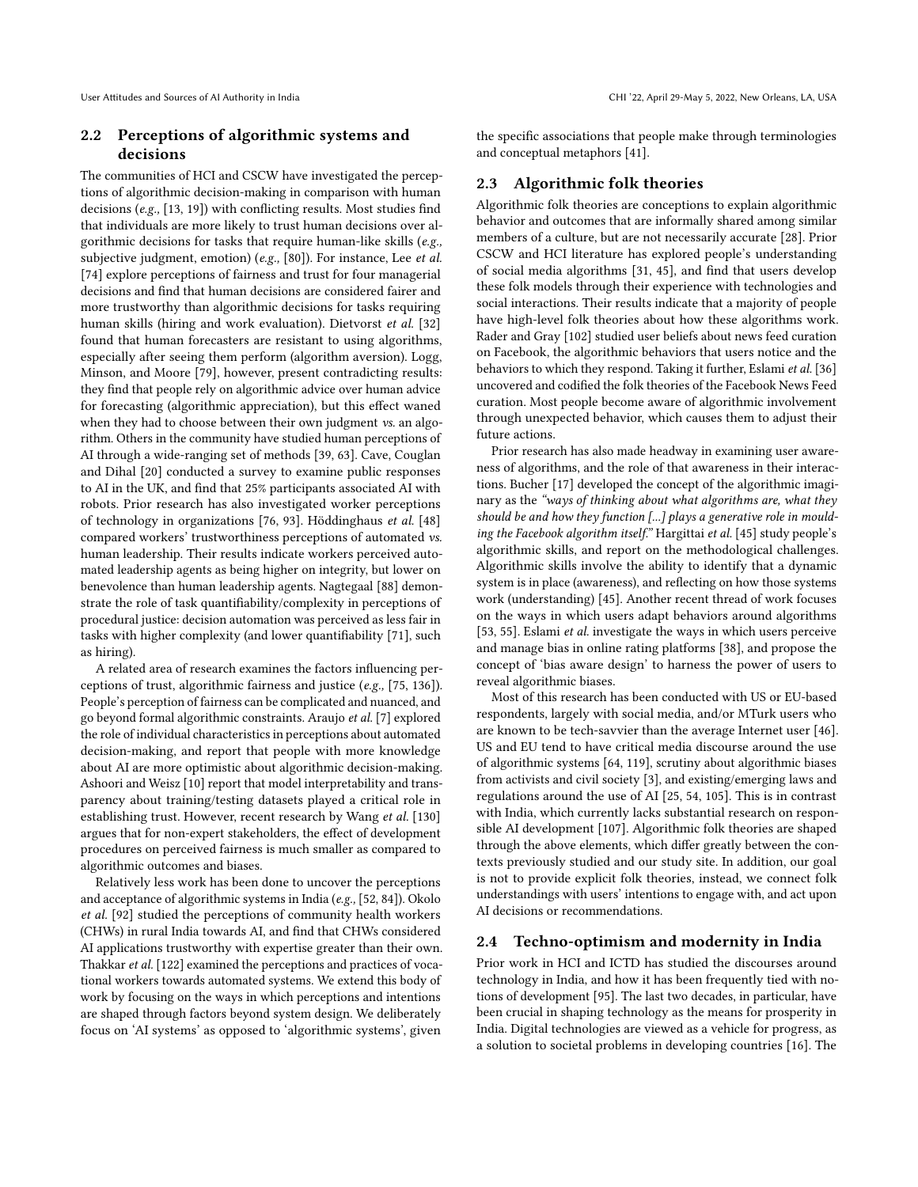## 2.2 Perceptions of algorithmic systems and decisions

The communities of HCI and CSCW have investigated the perceptions of algorithmic decision-making in comparison with human decisions (*e.g.,* [13, 19]) with conflicting results. Most studies find that individuals are more likely to trust human decisions over algorithmic decisions for tasks that require human-like skills (*e.g.,* subjective judgment, emotion) (*e.g.,* [80]). For instance, Lee *et al.* [74] explore perceptions of fairness and trust for four managerial decisions and find that human decisions are considered fairer and more trustworthy than algorithmic decisions for tasks requiring human skills (hiring and work evaluation). Dietvorst *et al.* [32] found that human forecasters are resistant to using algorithms, especially after seeing them perform (algorithm aversion). Logg, Minson, and Moore [79], however, present contradicting results: they find that people rely on algorithmic advice over human advice for forecasting (algorithmic appreciation), but this effect waned when they had to choose between their own judgment *vs.* an algorithm. Others in the community have studied human perceptions of AI through a wide-ranging set of methods [39, 63]. Cave, Couglan and Dihal [20] conducted a survey to examine public responses to AI in the UK, and find that 25% participants associated AI with robots. Prior research has also investigated worker perceptions of technology in organizations [76, 93]. Höddinghaus *et al.* [48] compared workers' trustworthiness perceptions of automated *vs.* human leadership. Their results indicate workers perceived automated leadership agents as being higher on integrity, but lower on benevolence than human leadership agents. Nagtegaal [88] demonstrate the role of task quantifiability/complexity in perceptions of procedural justice: decision automation was perceived as less fair in tasks with higher complexity (and lower quantifiability [71], such as hiring).

A related area of research examines the factors influencing perceptions of trust, algorithmic fairness and justice (*e.g.,* [75, 136]). People's perception of fairness can be complicated and nuanced, and go beyond formal algorithmic constraints. Araujo *et al.* [7] explored the role of individual characteristics in perceptions about automated decision-making, and report that people with more knowledge about AI are more optimistic about algorithmic decision-making. Ashoori and Weisz [10] report that model interpretability and transparency about training/testing datasets played a critical role in establishing trust. However, recent research by Wang *et al.* [130] argues that for non-expert stakeholders, the effect of development procedures on perceived fairness is much smaller as compared to algorithmic outcomes and biases.

Relatively less work has been done to uncover the perceptions and acceptance of algorithmic systems in India (*e.g.,* [52, 84]). Okolo *et al.* [92] studied the perceptions of community health workers (CHWs) in rural India towards AI, and find that CHWs considered AI applications trustworthy with expertise greater than their own. Thakkar *et al.* [122] examined the perceptions and practices of vocational workers towards automated systems. We extend this body of work by focusing on the ways in which perceptions and intentions are shaped through factors beyond system design. We deliberately focus on 'AI systems' as opposed to 'algorithmic systems', given the specific associations that people make through terminologies and conceptual metaphors [41].

## 2.3 Algorithmic folk theories

Algorithmic folk theories are conceptions to explain algorithmic behavior and outcomes that are informally shared among similar members of a culture, but are not necessarily accurate [28]. Prior CSCW and HCI literature has explored people's understanding of social media algorithms [31, 45], and find that users develop these folk models through their experience with technologies and social interactions. Their results indicate that a majority of people have high-level folk theories about how these algorithms work. Rader and Gray [102] studied user beliefs about news feed curation on Facebook, the algorithmic behaviors that users notice and the behaviors to which they respond. Taking it further, Eslami *et al.* [36] uncovered and codified the folk theories of the Facebook News Feed curation. Most people become aware of algorithmic involvement through unexpected behavior, which causes them to adjust their future actions.

Prior research has also made headway in examining user awareness of algorithms, and the role of that awareness in their interactions. Bucher [17] developed the concept of the algorithmic imaginary as the *"ways of thinking about what algorithms are, what they should be and how they function [...] plays a generative role in moulding the Facebook algorithm itself."* Hargittai *et al.* [45] study people's algorithmic skills, and report on the methodological challenges. Algorithmic skills involve the ability to identify that a dynamic system is in place (awareness), and reflecting on how those systems work (understanding) [45]. Another recent thread of work focuses on the ways in which users adapt behaviors around algorithms [53, 55]. Eslami *et al.* investigate the ways in which users perceive and manage bias in online rating platforms [38], and propose the concept of 'bias aware design' to harness the power of users to reveal algorithmic biases.

Most of this research has been conducted with US or EU-based respondents, largely with social media, and/or MTurk users who are known to be tech-savvier than the average Internet user [46]. US and EU tend to have critical media discourse around the use of algorithmic systems [64, 119], scrutiny about algorithmic biases from activists and civil society [3], and existing/emerging laws and regulations around the use of AI [25, 54, 105]. This is in contrast with India, which currently lacks substantial research on responsible AI development [107]. Algorithmic folk theories are shaped through the above elements, which differ greatly between the contexts previously studied and our study site. In addition, our goal is not to provide explicit folk theories, instead, we connect folk understandings with users' intentions to engage with, and act upon AI decisions or recommendations.

## 2.4 Techno-optimism and modernity in India

Prior work in HCI and ICTD has studied the discourses around technology in India, and how it has been frequently tied with notions of development [95]. The last two decades, in particular, have been crucial in shaping technology as the means for prosperity in India. Digital technologies are viewed as a vehicle for progress, as a solution to societal problems in developing countries [16]. The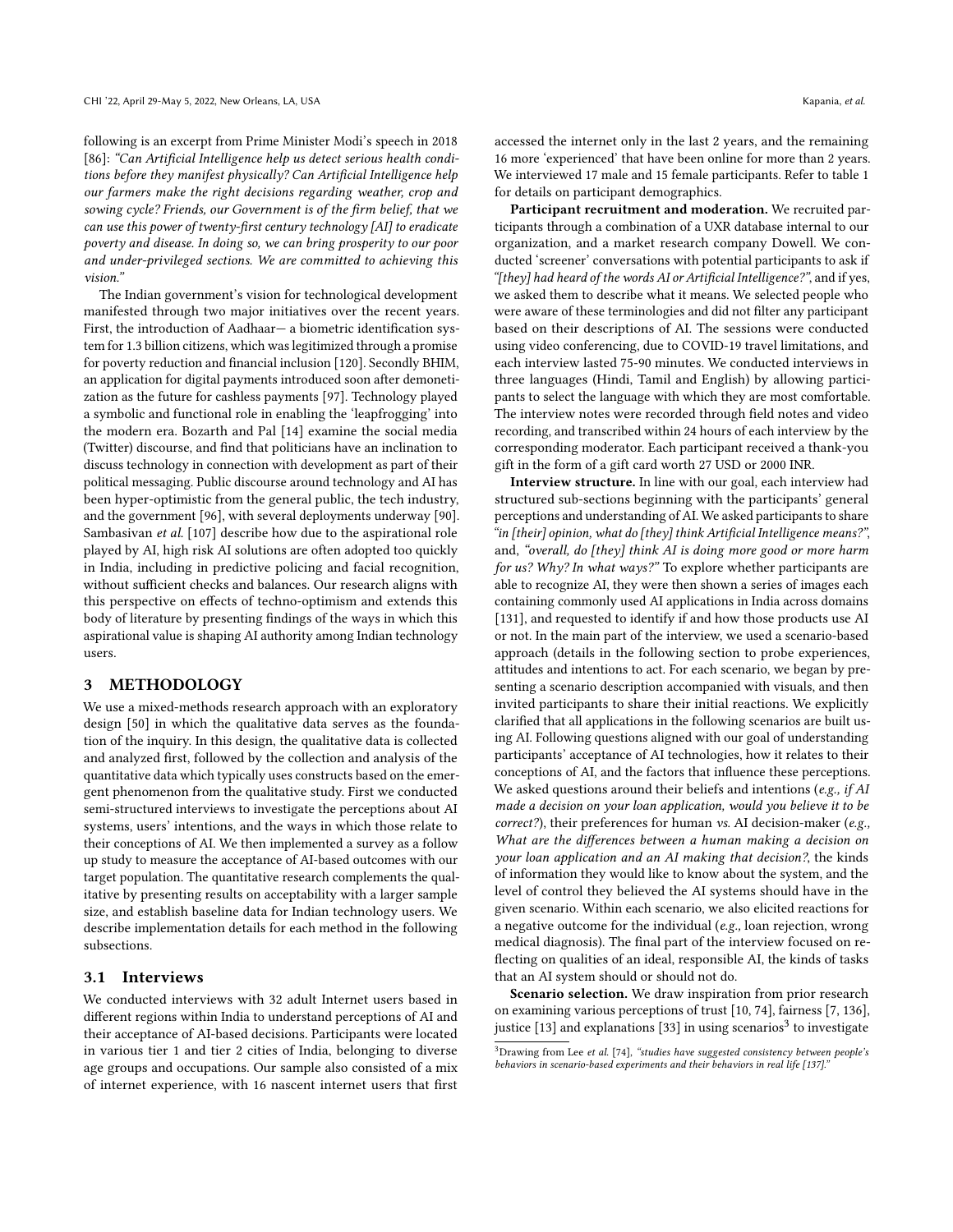following is an excerpt from Prime Minister Modi's speech in 2018 [86]: *"Can Artificial Intelligence help us detect serious health conditions before they manifest physically? Can Artificial Intelligence help our farmers make the right decisions regarding weather, crop and sowing cycle? Friends, our Government is of the firm belief, that we can use this power of twenty-first century technology [AI] to eradicate poverty and disease. In doing so, we can bring prosperity to our poor and under-privileged sections. We are committed to achieving this vision."*

The Indian government's vision for technological development manifested through two major initiatives over the recent years. First, the introduction of Aadhaar— a biometric identification system for 1.3 billion citizens, which was legitimized through a promise for poverty reduction and financial inclusion [120]. Secondly BHIM, an application for digital payments introduced soon after demonetization as the future for cashless payments [97]. Technology played a symbolic and functional role in enabling the 'leapfrogging' into the modern era. Bozarth and Pal [14] examine the social media (Twitter) discourse, and find that politicians have an inclination to discuss technology in connection with development as part of their political messaging. Public discourse around technology and AI has been hyper-optimistic from the general public, the tech industry, and the government [96], with several deployments underway [90]. Sambasivan *et al.* [107] describe how due to the aspirational role played by AI, high risk AI solutions are often adopted too quickly in India, including in predictive policing and facial recognition, without sufficient checks and balances. Our research aligns with this perspective on effects of techno-optimism and extends this body of literature by presenting findings of the ways in which this aspirational value is shaping AI authority among Indian technology users.

## 3 METHODOLOGY

We use a mixed-methods research approach with an exploratory design [50] in which the qualitative data serves as the foundation of the inquiry. In this design, the qualitative data is collected and analyzed first, followed by the collection and analysis of the quantitative data which typically uses constructs based on the emergent phenomenon from the qualitative study. First we conducted semi-structured interviews to investigate the perceptions about AI systems, users' intentions, and the ways in which those relate to their conceptions of AI. We then implemented a survey as a follow up study to measure the acceptance of AI-based outcomes with our target population. The quantitative research complements the qualitative by presenting results on acceptability with a larger sample size, and establish baseline data for Indian technology users. We describe implementation details for each method in the following subsections.

### 3.1 Interviews

We conducted interviews with 32 adult Internet users based in different regions within India to understand perceptions of AI and their acceptance of AI-based decisions. Participants were located in various tier 1 and tier 2 cities of India, belonging to diverse age groups and occupations. Our sample also consisted of a mix of internet experience, with 16 nascent internet users that first accessed the internet only in the last 2 years, and the remaining 16 more 'experienced' that have been online for more than 2 years. We interviewed 17 male and 15 female participants. Refer to table 1 for details on participant demographics.

**Participant recruitment and moderation.** We recruited participants through a combination of a UXR database internal to our organization, and a market research company Dowell. We conducted 'screener' conversations with potential participants to ask if *"[they] had heard of the words AI or Artificial Intelligence?"*, and if yes, we asked them to describe what it means. We selected people who were aware of these terminologies and did not filter any participant based on their descriptions of AI. The sessions were conducted using video conferencing, due to COVID-19 travel limitations, and each interview lasted 75-90 minutes. We conducted interviews in three languages (Hindi, Tamil and English) by allowing participants to select the language with which they are most comfortable. The interview notes were recorded through field notes and video recording, and transcribed within 24 hours of each interview by the corresponding moderator. Each participant received a thank-you gift in the form of a gift card worth 27 USD or 2000 INR.

**Interview structure.** In line with our goal, each interview had structured sub-sections beginning with the participants' general perceptions and understanding of AI. We asked participants to share *"in [their] opinion, what do [they] think Artificial Intelligence means?"*, and, *"overall, do [they] think AI is doing more good or more harm for us? Why? In what ways?"* To explore whether participants are able to recognize AI, they were then shown a series of images each containing commonly used AI applications in India across domains [131], and requested to identify if and how those products use AI or not. In the main part of the interview, we used a scenario-based approach (details in the following section to probe experiences, attitudes and intentions to act. For each scenario, we began by presenting a scenario description accompanied with visuals, and then invited participants to share their initial reactions. We explicitly clarified that all applications in the following scenarios are built using AI. Following questions aligned with our goal of understanding participants' acceptance of AI technologies, how it relates to their conceptions of AI, and the factors that influence these perceptions. We asked questions around their beliefs and intentions (*e.g., if AI made a decision on your loan application, would you believe it to be correct?*), their preferences for human *vs.* AI decision-maker (*e.g., What are the differences between a human making a decision on your loan application and an AI making that decision?*, the kinds of information they would like to know about the system, and the level of control they believed the AI systems should have in the given scenario. Within each scenario, we also elicited reactions for a negative outcome for the individual (*e.g.*, loan rejection, wrong medical diagnosis). The final part of the interview focused on reflecting on qualities of an ideal, responsible AI, the kinds of tasks that an AI system should or should not do.

**Scenario selection.** We draw inspiration from prior research on examining various perceptions of trust [10, 74], fairness [7, 136], justice [13] and explanations [33] in using scenarios[3] to investigate

[3] Drawing from Lee *et al.* [74], *"studies have suggested consistency between people's behaviors in scenario-based experiments and their behaviors in real life [137]."*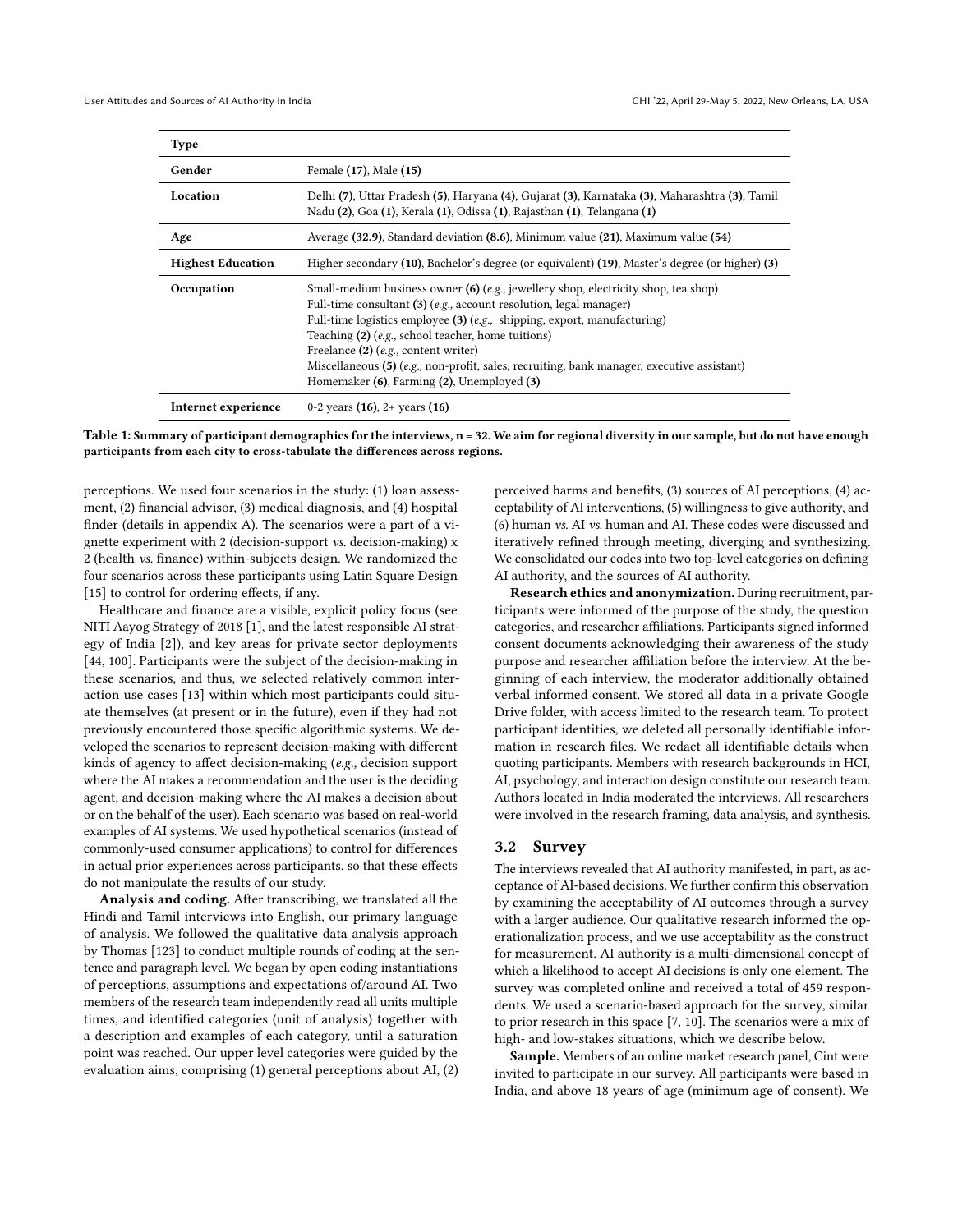| Type | |
|---|---|
| **Gender** | Female **(17)**, Male **(15)** |
| **Location** | Delhi **(7)**, Uttar Pradesh **(5)**, Haryana **(4)**, Gujarat **(3)**, Karnataka **(3)**, Maharashtra **(3)**, Tamil Nadu **(2)**, Goa **(1)**, Kerala **(1)**, Odissa **(1)**, Rajasthan **(1)**, Telangana **(1)** |
| **Age** | Average **(32.9)**, Standard deviation **(8.6)**, Minimum value **(21)**, Maximum value **(54)** |
| **Highest Education** | Higher secondary **(10)**, Bachelor's degree (or equivalent) **(19)**, Master's degree (or higher) **(3)** |
| **Occupation** | Small-medium business owner **(6)** (*e.g.,* jewellery shop, electricity shop, tea shop)<br>Full-time consultant **(3)** (*e.g.,* account resolution, legal manager)<br>Full-time logistics employee **(3)** (*e.g.,* shipping, export, manufacturing)<br>Teaching **(2)** (*e.g.,* school teacher, home tuitions)<br>Freelance **(2)** (*e.g.,* content writer)<br>Miscellaneous **(5)** (*e.g.,* non-profit, sales, recruiting, bank manager, executive assistant)<br>Homemaker **(6)**, Farming **(2)**, Unemployed **(3)** |
| **Internet experience** | 0-2 years **(16)**, 2+ years **(16)** |

**Table 1: Summary of participant demographics for the interviews, n = 32. We aim for regional diversity in our sample, but do not have enough participants from each city to cross-tabulate the differences across regions.**

perceptions. We used four scenarios in the study: (1) loan assessment, (2) financial advisor, (3) medical diagnosis, and (4) hospital finder (details in appendix A). The scenarios were a part of a vignette experiment with 2 (decision-support *vs.* decision-making) x 2 (health *vs.* finance) within-subjects design. We randomized the four scenarios across these participants using Latin Square Design [15] to control for ordering effects, if any.

Healthcare and finance are a visible, explicit policy focus (see NITI Aayog Strategy of 2018 [1], and the latest responsible AI strategy of India [2]), and key areas for private sector deployments [44, 100]. Participants were the subject of the decision-making in these scenarios, and thus, we selected relatively common interaction use cases [13] within which most participants could situate themselves (at present or in the future), even if they had not previously encountered those specific algorithmic systems. We developed the scenarios to represent decision-making with different kinds of agency to affect decision-making (*e.g.,* decision support where the AI makes a recommendation and the user is the deciding agent, and decision-making where the AI makes a decision about or on the behalf of the user). Each scenario was based on real-world examples of AI systems. We used hypothetical scenarios (instead of commonly-used consumer applications) to control for differences in actual prior experiences across participants, so that these effects do not manipulate the results of our study.

**Analysis and coding.** After transcribing, we translated all the Hindi and Tamil interviews into English, our primary language of analysis. We followed the qualitative data analysis approach by Thomas [123] to conduct multiple rounds of coding at the sentence and paragraph level. We began by open coding instantiations of perceptions, assumptions and expectations of/around AI. Two members of the research team independently read all units multiple times, and identified categories (unit of analysis) together with a description and examples of each category, until a saturation point was reached. Our upper level categories were guided by the evaluation aims, comprising (1) general perceptions about AI, (2) perceived harms and benefits, (3) sources of AI perceptions, (4) acceptability of AI interventions, (5) willingness to give authority, and (6) human *vs.* AI *vs.* human and AI. These codes were discussed and iteratively refined through meeting, diverging and synthesizing. We consolidated our codes into two top-level categories on defining AI authority, and the sources of AI authority.

**Research ethics and anonymization.** During recruitment, participants were informed of the purpose of the study, the question categories, and researcher affiliations. Participants signed informed consent documents acknowledging their awareness of the study purpose and researcher affiliation before the interview. At the beginning of each interview, the moderator additionally obtained verbal informed consent. We stored all data in a private Google Drive folder, with access limited to the research team. To protect participant identities, we deleted all personally identifiable information in research files. We redact all identifiable details when quoting participants. Members with research backgrounds in HCI, AI, psychology, and interaction design constitute our research team. Authors located in India moderated the interviews. All researchers were involved in the research framing, data analysis, and synthesis.

## 3.2 Survey

The interviews revealed that AI authority manifested, in part, as acceptance of AI-based decisions. We further confirm this observation by examining the acceptability of AI outcomes through a survey with a larger audience. Our qualitative research informed the operationalization process, and we use acceptability as the construct for measurement. AI authority is a multi-dimensional concept of which a likelihood to accept AI decisions is only one element. The survey was completed online and received a total of 459 respondents. We used a scenario-based approach for the survey, similar to prior research in this space [7, 10]. The scenarios were a mix of high- and low-stakes situations, which we describe below.

**Sample.** Members of an online market research panel, Cint were invited to participate in our survey. All participants were based in India, and above 18 years of age (minimum age of consent). We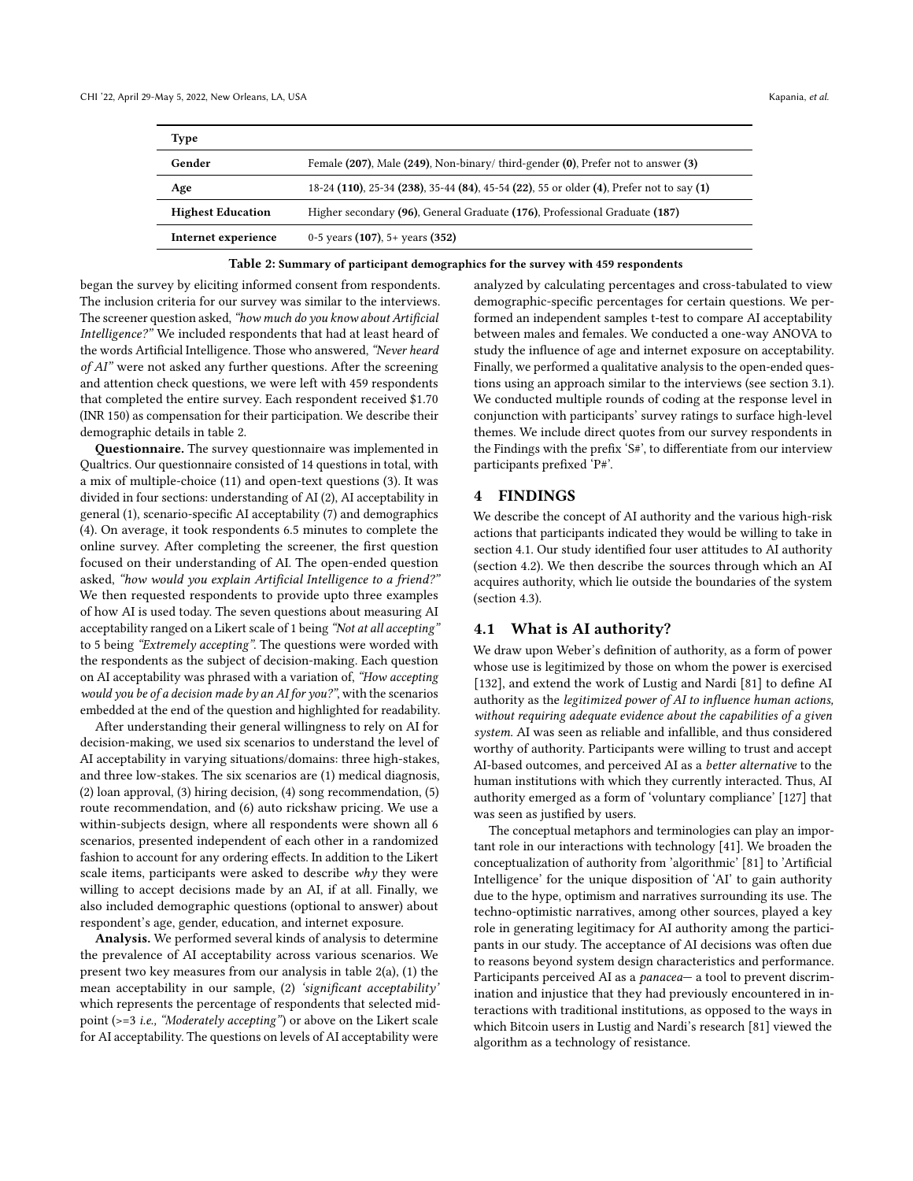| Type | |
|---|---|
| **Gender** | Female **(207)**, Male **(249)**, Non-binary/ third-gender **(0)**, Prefer not to answer **(3)** |
| **Age** | 18-24 **(110)**, 25-34 **(238)**, 35-44 **(84)**, 45-54 **(22)**, 55 or older **(4)**, Prefer not to say **(1)** |
| **Highest Education** | Higher secondary **(96)**, General Graduate **(176)**, Professional Graduate **(187)** |
| **Internet experience** | 0-5 years **(107)**, 5+ years **(352)** |

**Table 2: Summary of participant demographics for the survey with 459 respondents**

began the survey by eliciting informed consent from respondents. The inclusion criteria for our survey was similar to the interviews. The screener question asked, *"how much do you know about Artificial Intelligence?"* We included respondents that had at least heard of the words Artificial Intelligence. Those who answered, *"Never heard of AI"* were not asked any further questions. After the screening and attention check questions, we were left with 459 respondents that completed the entire survey. Each respondent received $1.70 (INR 150) as compensation for their participation. We describe their demographic details in table 2.

**Questionnaire.** The survey questionnaire was implemented in Qualtrics. Our questionnaire consisted of 14 questions in total, with a mix of multiple-choice (11) and open-text questions (3). It was divided in four sections: understanding of AI (2), AI acceptability in general (1), scenario-specific AI acceptability (7) and demographics (4). On average, it took respondents 6.5 minutes to complete the online survey. After completing the screener, the first question focused on their understanding of AI. The open-ended question asked, *"how would you explain Artificial Intelligence to a friend?"* We then requested respondents to provide upto three examples of how AI is used today. The seven questions about measuring AI acceptability ranged on a Likert scale of 1 being *"Not at all accepting"* to 5 being *"Extremely accepting"*. The questions were worded with the respondents as the subject of decision-making. Each question on AI acceptability was phrased with a variation of, *"How accepting would you be of a decision made by an AI for you?"*, with the scenarios embedded at the end of the question and highlighted for readability.

After understanding their general willingness to rely on AI for decision-making, we used six scenarios to understand the level of AI acceptability in varying situations/domains: three high-stakes, and three low-stakes. The six scenarios are (1) medical diagnosis, (2) loan approval, (3) hiring decision, (4) song recommendation, (5) route recommendation, and (6) auto rickshaw pricing. We use a within-subjects design, where all respondents were shown all 6 scenarios, presented independent of each other in a randomized fashion to account for any ordering effects. In addition to the Likert scale items, participants were asked to describe *why* they were willing to accept decisions made by an AI, if at all. Finally, we also included demographic questions (optional to answer) about respondent's age, gender, education, and internet exposure.

**Analysis.** We performed several kinds of analysis to determine the prevalence of AI acceptability across various scenarios. We present two key measures from our analysis in table 2(a), (1) the mean acceptability in our sample, (2) *'significant acceptability'* which represents the percentage of respondents that selected midpoint (>=3 *i.e., "Moderately accepting"*) or above on the Likert scale for AI acceptability. The questions on levels of AI acceptability were analyzed by calculating percentages and cross-tabulated to view demographic-specific percentages for certain questions. We performed an independent samples t-test to compare AI acceptability between males and females. We conducted a one-way ANOVA to study the influence of age and internet exposure on acceptability. Finally, we performed a qualitative analysis to the open-ended questions using an approach similar to the interviews (see section 3.1). We conducted multiple rounds of coding at the response level in conjunction with participants' survey ratings to surface high-level themes. We include direct quotes from our survey respondents in the Findings with the prefix 'S#', to differentiate from our interview participants prefixed 'P#'.

## 4 FINDINGS

We describe the concept of AI authority and the various high-risk actions that participants indicated they would be willing to take in section 4.1. Our study identified four user attitudes to AI authority (section 4.2). We then describe the sources through which an AI acquires authority, which lie outside the boundaries of the system (section 4.3).

### 4.1 What is AI authority?

We draw upon Weber's definition of authority, as a form of power whose use is legitimized by those on whom the power is exercised [132], and extend the work of Lustig and Nardi [81] to define AI authority as the *legitimized power of AI to influence human actions, without requiring adequate evidence about the capabilities of a given system.* AI was seen as reliable and infallible, and thus considered worthy of authority. Participants were willing to trust and accept AI-based outcomes, and perceived AI as a *better alternative* to the human institutions with which they currently interacted. Thus, AI authority emerged as a form of 'voluntary compliance' [127] that was seen as justified by users.

The conceptual metaphors and terminologies can play an important role in our interactions with technology [41]. We broaden the conceptualization of authority from 'algorithmic' [81] to 'Artificial Intelligence' for the unique disposition of 'AI' to gain authority due to the hype, optimism and narratives surrounding its use. The techno-optimistic narratives, among other sources, played a key role in generating legitimacy for AI authority among the participants in our study. The acceptance of AI decisions was often due to reasons beyond system design characteristics and performance. Participants perceived AI as a *panacea*— a tool to prevent discrimination and injustice that they had previously encountered in interactions with traditional institutions, as opposed to the ways in which Bitcoin users in Lustig and Nardi's research [81] viewed the algorithm as a technology of resistance.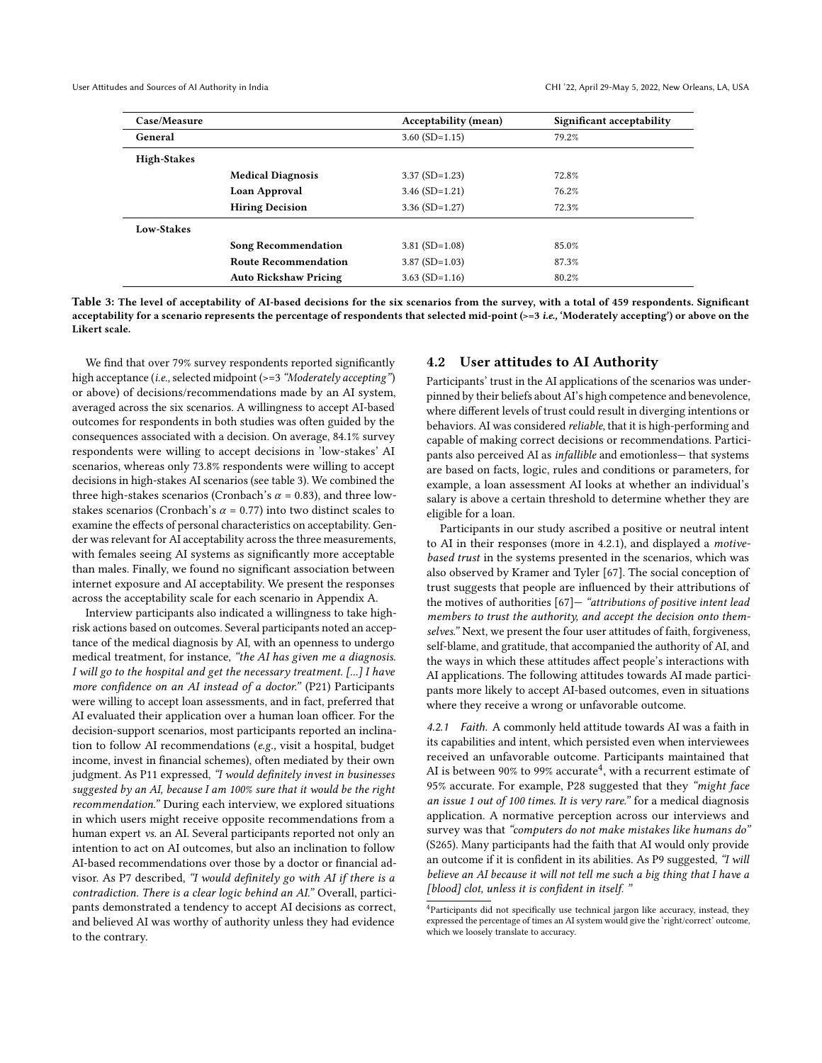| Case/Measure | | Acceptability (mean) | Significant acceptability |
|---|---|---|---|
| **General** | | 3.60 (SD=1.15) | 79.2% |
| **High-Stakes** | | | |
| | **Medical Diagnosis** | 3.37 (SD=1.23) | 72.8% |
| | **Loan Approval** | 3.46 (SD=1.21) | 76.2% |
| | **Hiring Decision** | 3.36 (SD=1.27) | 72.3% |
| **Low-Stakes** | | | |
| | **Song Recommendation** | 3.81 (SD=1.08) | 85.0% |
| | **Route Recommendation** | 3.87 (SD=1.03) | 87.3% |
| | **Auto Rickshaw Pricing** | 3.63 (SD=1.16) | 80.2% |

**Table 3: The level of acceptability of AI-based decisions for the six scenarios from the survey, with a total of 459 respondents. Significant acceptability for a scenario represents the percentage of respondents that selected mid-point (>=3 *i.e.,* 'Moderately accepting') or above on the Likert scale.**

We find that over 79% survey respondents reported significantly high acceptance (*i.e.,* selected midpoint (>=3 *"Moderately accepting"*) or above) of decisions/recommendations made by an AI system, averaged across the six scenarios. A willingness to accept AI-based outcomes for respondents in both studies was often guided by the consequences associated with a decision. On average, 84.1% survey respondents were willing to accept decisions in 'low-stakes' AI scenarios, whereas only 73.8% respondents were willing to accept decisions in high-stakes AI scenarios (see table 3). We combined the three high-stakes scenarios (Cronbach's $\alpha = 0.83$), and three low-stakes scenarios (Cronbach's $\alpha = 0.77$) into two distinct scales to examine the effects of personal characteristics on acceptability. Gender was relevant for AI acceptability across the three measurements, with females seeing AI systems as significantly more acceptable than males. Finally, we found no significant association between internet exposure and AI acceptability. We present the responses across the acceptability scale for each scenario in Appendix A.

Interview participants also indicated a willingness to take high-risk actions based on outcomes. Several participants noted an acceptance of the medical diagnosis by AI, with an openness to undergo medical treatment, for instance, *"the AI has given me a diagnosis. I will go to the hospital and get the necessary treatment. [...] I have more confidence on an AI instead of a doctor."* (P21) Participants were willing to accept loan assessments, and in fact, preferred that AI evaluated their application over a human loan officer. For the decision-support scenarios, most participants reported an inclination to follow AI recommendations (*e.g.,* visit a hospital, budget income, invest in financial schemes), often mediated by their own judgment. As P11 expressed, *"I would definitely invest in businesses suggested by an AI, because I am 100% sure that it would be the right recommendation."* During each interview, we explored situations in which users might receive opposite recommendations from a human expert *vs.* an AI. Several participants reported not only an intention to act on AI outcomes, but also an inclination to follow AI-based recommendations over those by a doctor or financial advisor. As P7 described, *"I would definitely go with AI if there is a contradiction. There is a clear logic behind an AI."* Overall, participants demonstrated a tendency to accept AI decisions as correct, and believed AI was worthy of authority unless they had evidence to the contrary.

## 4.2 User attitudes to AI Authority

Participants' trust in the AI applications of the scenarios was underpinned by their beliefs about AI's high competence and benevolence, where different levels of trust could result in diverging intentions or behaviors. AI was considered *reliable*, that it is high-performing and capable of making correct decisions or recommendations. Participants also perceived AI as *infallible* and emotionless— that systems are based on facts, logic, rules and conditions or parameters, for example, a loan assessment AI looks at whether an individual's salary is above a certain threshold to determine whether they are eligible for a loan.

Participants in our study ascribed a positive or neutral intent to AI in their responses (more in 4.2.1), and displayed a *motive-based trust* in the systems presented in the scenarios, which was also observed by Kramer and Tyler [67]. The social conception of trust suggests that people are influenced by their attributions of the motives of authorities [67]— *"attributions of positive intent lead members to trust the authority, and accept the decision onto themselves."* Next, we present the four user attitudes of faith, forgiveness, self-blame, and gratitude, that accompanied the authority of AI, and the ways in which these attitudes affect people's interactions with AI applications. The following attitudes towards AI made participants more likely to accept AI-based outcomes, even in situations where they receive a wrong or unfavorable outcome.

*4.2.1 Faith.* A commonly held attitude towards AI was a faith in its capabilities and intent, which persisted even when interviewees received an unfavorable outcome. Participants maintained that AI is between 90% to 99% accurate[4], with a recurrent estimate of 95% accurate. For example, P28 suggested that they *"might face an issue 1 out of 100 times. It is very rare."* for a medical diagnosis application. A normative perception across our interviews and survey was that *"computers do not make mistakes like humans do"* (S265). Many participants had the faith that AI would only provide an outcome if it is confident in its abilities. As P9 suggested, *"I will believe an AI because it will not tell me such a big thing that I have a [blood] clot, unless it is confident in itself. "*

[4]Participants did not specifically use technical jargon like accuracy, instead, they expressed the percentage of times an AI system would give the 'right/correct' outcome, which we loosely translate to accuracy.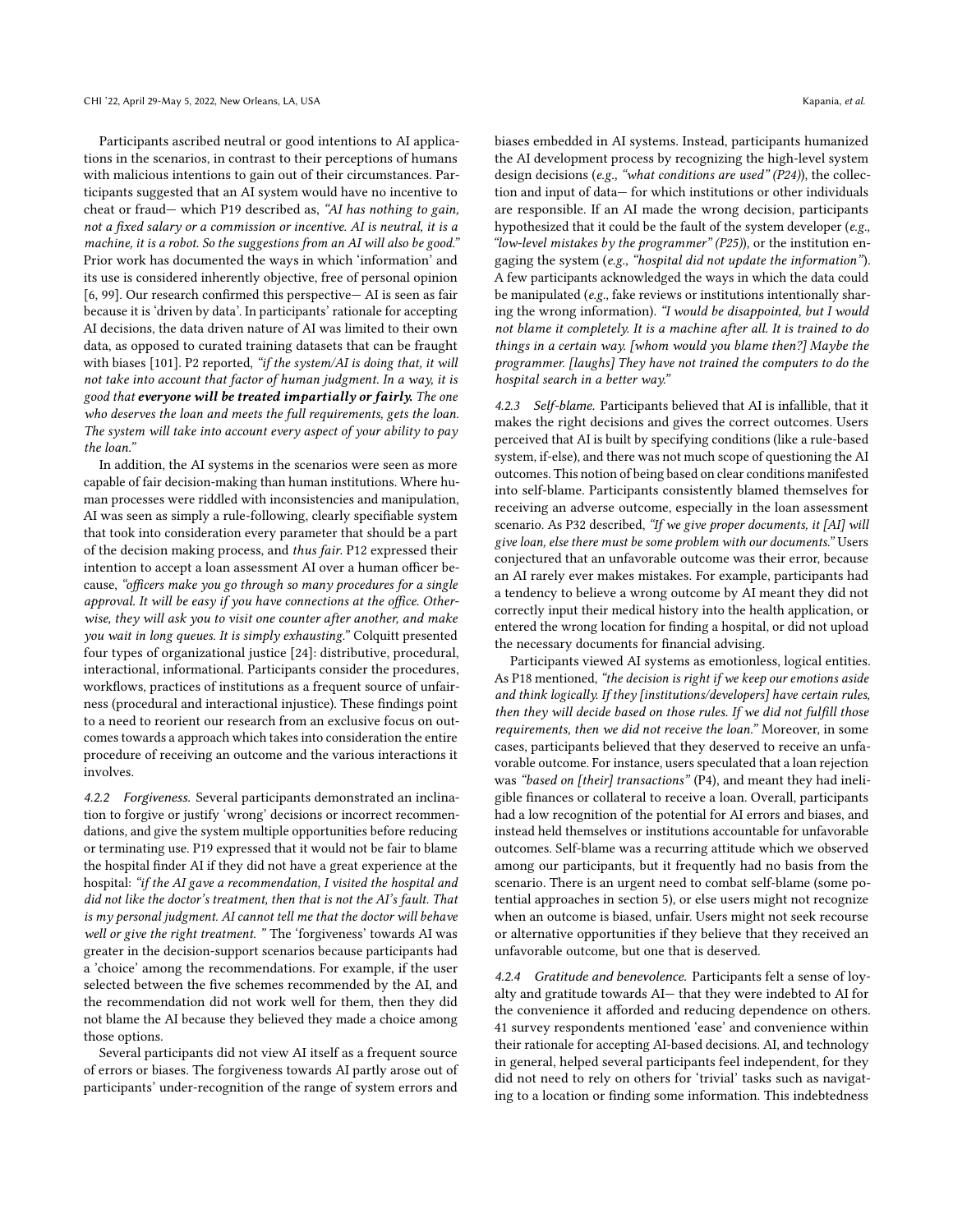Participants ascribed neutral or good intentions to AI applications in the scenarios, in contrast to their perceptions of humans with malicious intentions to gain out of their circumstances. Participants suggested that an AI system would have no incentive to cheat or fraud— which P19 described as, *"AI has nothing to gain, not a fixed salary or a commission or incentive. AI is neutral, it is a machine, it is a robot. So the suggestions from an AI will also be good."* Prior work has documented the ways in which 'information' and its use is considered inherently objective, free of personal opinion [6, 99]. Our research confirmed this perspective— AI is seen as fair because it is 'driven by data'. In participants' rationale for accepting AI decisions, the data driven nature of AI was limited to their own data, as opposed to curated training datasets that can be fraught with biases [101]. P2 reported, *"if the system/AI is doing that, it will not take into account that factor of human judgment. In a way, it is good that* ***everyone will be treated impartially or fairly.*** *The one who deserves the loan and meets the full requirements, gets the loan. The system will take into account every aspect of your ability to pay the loan."*

In addition, the AI systems in the scenarios were seen as more capable of fair decision-making than human institutions. Where human processes were riddled with inconsistencies and manipulation, AI was seen as simply a rule-following, clearly specifiable system that took into consideration every parameter that should be a part of the decision making process, and *thus fair.* P12 expressed their intention to accept a loan assessment AI over a human officer because, *"officers make you go through so many procedures for a single approval. It will be easy if you have connections at the office. Otherwise, they will ask you to visit one counter after another, and make you wait in long queues. It is simply exhausting."* Colquitt presented four types of organizational justice [24]: distributive, procedural, interactional, informational. Participants consider the procedures, workflows, practices of institutions as a frequent source of unfairness (procedural and interactional injustice). These findings point to a need to reorient our research from an exclusive focus on outcomes towards a approach which takes into consideration the entire procedure of receiving an outcome and the various interactions it involves.

*4.2.2 Forgiveness.* Several participants demonstrated an inclination to forgive or justify 'wrong' decisions or incorrect recommendations, and give the system multiple opportunities before reducing or terminating use. P19 expressed that it would not be fair to blame the hospital finder AI if they did not have a great experience at the hospital: *"if the AI gave a recommendation, I visited the hospital and did not like the doctor's treatment, then that is not the AI's fault. That is my personal judgment. AI cannot tell me that the doctor will behave well or give the right treatment. "* The 'forgiveness' towards AI was greater in the decision-support scenarios because participants had a 'choice' among the recommendations. For example, if the user selected between the five schemes recommended by the AI, and the recommendation did not work well for them, then they did not blame the AI because they believed they made a choice among those options.

Several participants did not view AI itself as a frequent source of errors or biases. The forgiveness towards AI partly arose out of participants' under-recognition of the range of system errors and biases embedded in AI systems. Instead, participants humanized the AI development process by recognizing the high-level system design decisions (*e.g., "what conditions are used" (P24)*), the collection and input of data— for which institutions or other individuals are responsible. If an AI made the wrong decision, participants hypothesized that it could be the fault of the system developer (*e.g., "low-level mistakes by the programmer" (P25)*), or the institution engaging the system (*e.g., "hospital did not update the information"*). A few participants acknowledged the ways in which the data could be manipulated (*e.g.,* fake reviews or institutions intentionally sharing the wrong information). *"I would be disappointed, but I would not blame it completely. It is a machine after all. It is trained to do things in a certain way. [whom would you blame then?] Maybe the programmer. [laughs] They have not trained the computers to do the hospital search in a better way."*

*4.2.3 Self-blame.* Participants believed that AI is infallible, that it makes the right decisions and gives the correct outcomes. Users perceived that AI is built by specifying conditions (like a rule-based system, if-else), and there was not much scope of questioning the AI outcomes. This notion of being based on clear conditions manifested into self-blame. Participants consistently blamed themselves for receiving an adverse outcome, especially in the loan assessment scenario. As P32 described, *"If we give proper documents, it [AI] will give loan, else there must be some problem with our documents."* Users conjectured that an unfavorable outcome was their error, because an AI rarely ever makes mistakes. For example, participants had a tendency to believe a wrong outcome by AI meant they did not correctly input their medical history into the health application, or entered the wrong location for finding a hospital, or did not upload the necessary documents for financial advising.

Participants viewed AI systems as emotionless, logical entities. As P18 mentioned, *"the decision is right if we keep our emotions aside and think logically. If they [institutions/developers] have certain rules, then they will decide based on those rules. If we did not fulfill those requirements, then we did not receive the loan."* Moreover, in some cases, participants believed that they deserved to receive an unfavorable outcome. For instance, users speculated that a loan rejection was *"based on [their] transactions"* (P4), and meant they had ineligible finances or collateral to receive a loan. Overall, participants had a low recognition of the potential for AI errors and biases, and instead held themselves or institutions accountable for unfavorable outcomes. Self-blame was a recurring attitude which we observed among our participants, but it frequently had no basis from the scenario. There is an urgent need to combat self-blame (some potential approaches in section 5), or else users might not recognize when an outcome is biased, unfair. Users might not seek recourse or alternative opportunities if they believe that they received an unfavorable outcome, but one that is deserved.

*4.2.4 Gratitude and benevolence.* Participants felt a sense of loyalty and gratitude towards AI— that they were indebted to AI for the convenience it afforded and reducing dependence on others. 41 survey respondents mentioned 'ease' and convenience within their rationale for accepting AI-based decisions. AI, and technology in general, helped several participants feel independent, for they did not need to rely on others for 'trivial' tasks such as navigating to a location or finding some information. This indebtedness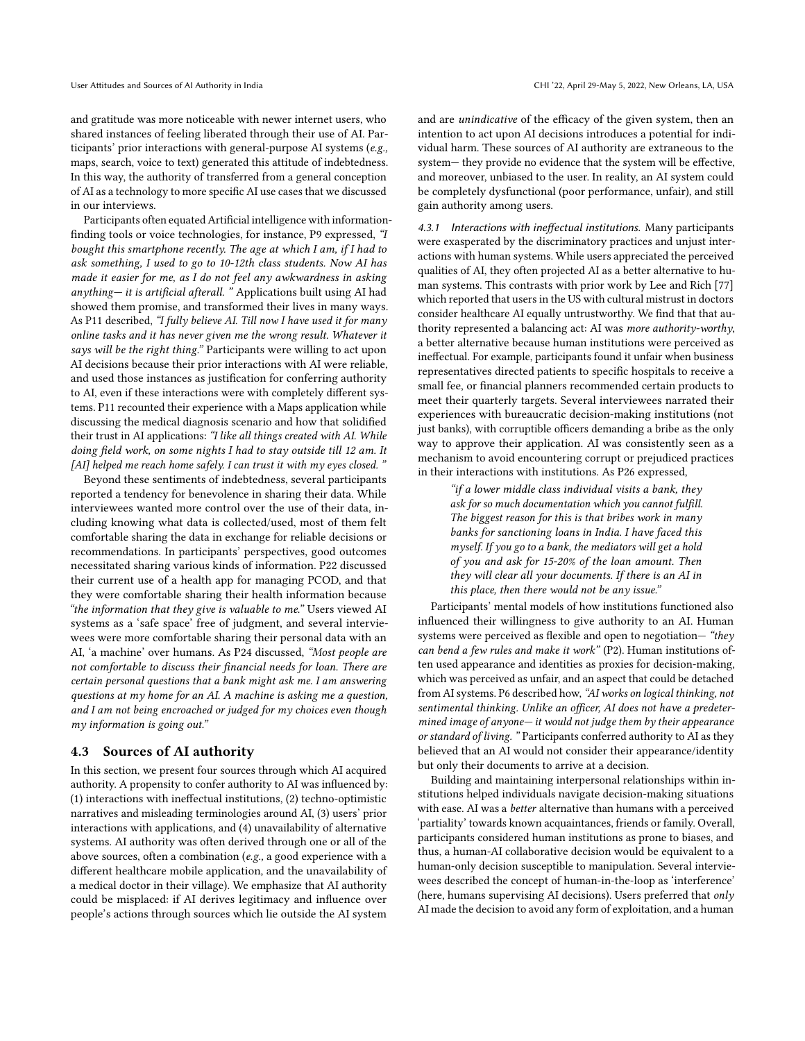and gratitude was more noticeable with newer internet users, who shared instances of feeling liberated through their use of AI. Participants' prior interactions with general-purpose AI systems (*e.g.,* maps, search, voice to text) generated this attitude of indebtedness. In this way, the authority of transferred from a general conception of AI as a technology to more specific AI use cases that we discussed in our interviews.

Participants often equated Artificial intelligence with information-finding tools or voice technologies, for instance, P9 expressed, *"I bought this smartphone recently. The age at which I am, if I had to ask something, I used to go to 10-12th class students. Now AI has made it easier for me, as I do not feel any awkwardness in asking anything— it is artificial afterall. "* Applications built using AI had showed them promise, and transformed their lives in many ways. As P11 described, *"I fully believe AI. Till now I have used it for many online tasks and it has never given me the wrong result. Whatever it says will be the right thing."* Participants were willing to act upon AI decisions because their prior interactions with AI were reliable, and used those instances as justification for conferring authority to AI, even if these interactions were with completely different systems. P11 recounted their experience with a Maps application while discussing the medical diagnosis scenario and how that solidified their trust in AI applications: *"I like all things created with AI. While doing field work, on some nights I had to stay outside till 12 am. It [AI] helped me reach home safely. I can trust it with my eyes closed. "*

Beyond these sentiments of indebtedness, several participants reported a tendency for benevolence in sharing their data. While interviewees wanted more control over the use of their data, including knowing what data is collected/used, most of them felt comfortable sharing the data in exchange for reliable decisions or recommendations. In participants' perspectives, good outcomes necessitated sharing various kinds of information. P22 discussed their current use of a health app for managing PCOD, and that they were comfortable sharing their health information because *"the information that they give is valuable to me."* Users viewed AI systems as a 'safe space' free of judgment, and several interviewees were more comfortable sharing their personal data with an AI, 'a machine' over humans. As P24 discussed, *"Most people are not comfortable to discuss their financial needs for loan. There are certain personal questions that a bank might ask me. I am answering questions at my home for an AI. A machine is asking me a question, and I am not being encroached or judged for my choices even though my information is going out."*

## 4.3 Sources of AI authority

In this section, we present four sources through which AI acquired authority. A propensity to confer authority to AI was influenced by: (1) interactions with ineffectual institutions, (2) techno-optimistic narratives and misleading terminologies around AI, (3) users' prior interactions with applications, and (4) unavailability of alternative systems. AI authority was often derived through one or all of the above sources, often a combination (*e.g.,* a good experience with a different healthcare mobile application, and the unavailability of a medical doctor in their village). We emphasize that AI authority could be misplaced: if AI derives legitimacy and influence over people's actions through sources which lie outside the AI system and are *unindicative* of the efficacy of the given system, then an intention to act upon AI decisions introduces a potential for individual harm. These sources of AI authority are extraneous to the system— they provide no evidence that the system will be effective, and moreover, unbiased to the user. In reality, an AI system could be completely dysfunctional (poor performance, unfair), and still gain authority among users.

### 4.3.1 Interactions with ineffectual institutions.

Many participants were exasperated by the discriminatory practices and unjust interactions with human systems. While users appreciated the perceived qualities of AI, they often projected AI as a better alternative to human systems. This contrasts with prior work by Lee and Rich [77] which reported that users in the US with cultural mistrust in doctors consider healthcare AI equally untrustworthy. We find that that authority represented a balancing act: AI was *more authority-worthy*, a better alternative because human institutions were perceived as ineffectual. For example, participants found it unfair when business representatives directed patients to specific hospitals to receive a small fee, or financial planners recommended certain products to meet their quarterly targets. Several interviewees narrated their experiences with bureaucratic decision-making institutions (not just banks), with corruptible officers demanding a bribe as the only way to approve their application. AI was consistently seen as a mechanism to avoid encountering corrupt or prejudiced practices in their interactions with institutions. As P26 expressed,

> *"if a lower middle class individual visits a bank, they ask for so much documentation which you cannot fulfill. The biggest reason for this is that bribes work in many banks for sanctioning loans in India. I have faced this myself. If you go to a bank, the mediators will get a hold of you and ask for 15-20% of the loan amount. Then they will clear all your documents. If there is an AI in this place, then there would not be any issue."*

Participants' mental models of how institutions functioned also influenced their willingness to give authority to an AI. Human systems were perceived as flexible and open to negotiation— *"they can bend a few rules and make it work"* (P2). Human institutions often used appearance and identities as proxies for decision-making, which was perceived as unfair, and an aspect that could be detached from AI systems. P6 described how, *"AI works on logical thinking, not sentimental thinking. Unlike an officer, AI does not have a predetermined image of anyone— it would not judge them by their appearance or standard of living. "* Participants conferred authority to AI as they believed that an AI would not consider their appearance/identity but only their documents to arrive at a decision.

Building and maintaining interpersonal relationships within institutions helped individuals navigate decision-making situations with ease. AI was a *better* alternative than humans with a perceived 'partiality' towards known acquaintances, friends or family. Overall, participants considered human institutions as prone to biases, and thus, a human-AI collaborative decision would be equivalent to a human-only decision susceptible to manipulation. Several interviewees described the concept of human-in-the-loop as 'interference' (here, humans supervising AI decisions). Users preferred that *only* AI made the decision to avoid any form of exploitation, and a human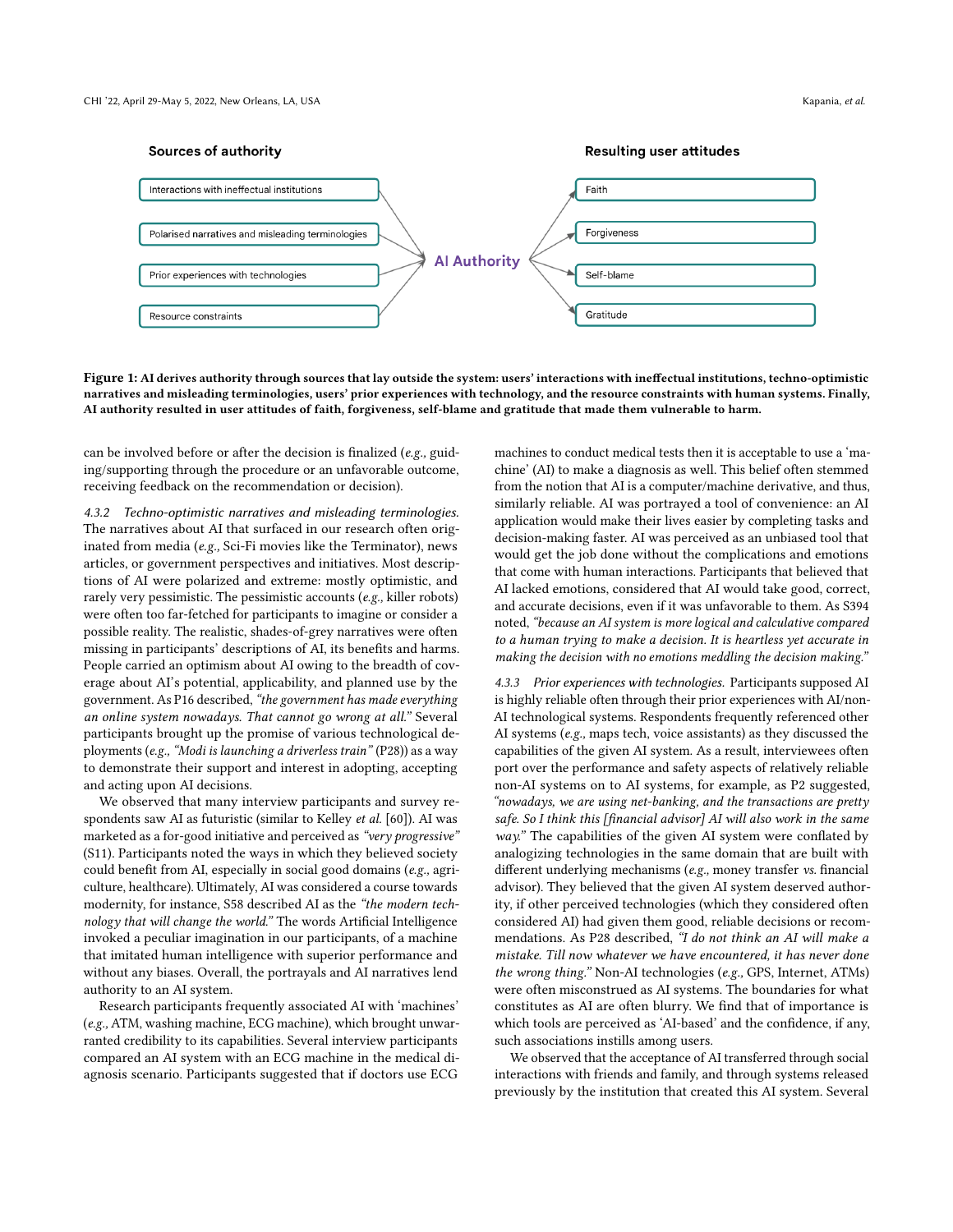Sources of authority

- Interactions with ineffectual institutions
- Polarised narratives and misleading terminologies
- Prior experiences with technologies
- Resource constraints

AI Authority

Resulting user attitudes

- Faith
- Forgiveness
- Self-blame
- Gratitude

**Figure 1: AI derives authority through sources that lay outside the system: users' interactions with ineffectual institutions, techno-optimistic narratives and misleading terminologies, users' prior experiences with technology, and the resource constraints with human systems. Finally, AI authority resulted in user attitudes of faith, forgiveness, self-blame and gratitude that made them vulnerable to harm.**

can be involved before or after the decision is finalized (*e.g.,* guiding/supporting through the procedure or an unfavorable outcome, receiving feedback on the recommendation or decision).

*4.3.2 Techno-optimistic narratives and misleading terminologies.* The narratives about AI that surfaced in our research often originated from media (*e.g.,* Sci-Fi movies like the Terminator), news articles, or government perspectives and initiatives. Most descriptions of AI were polarized and extreme: mostly optimistic, and rarely very pessimistic. The pessimistic accounts (*e.g.,* killer robots) were often too far-fetched for participants to imagine or consider a possible reality. The realistic, shades-of-grey narratives were often missing in participants' descriptions of AI, its benefits and harms. People carried an optimism about AI owing to the breadth of coverage about AI's potential, applicability, and planned use by the government. As P16 described, *"the government has made everything an online system nowadays. That cannot go wrong at all."* Several participants brought up the promise of various technological deployments (*e.g., "Modi is launching a driverless train"* (P28)) as a way to demonstrate their support and interest in adopting, accepting and acting upon AI decisions.

We observed that many interview participants and survey respondents saw AI as futuristic (similar to Kelley *et al.* [60]). AI was marketed as a for-good initiative and perceived as *"very progressive"* (S11). Participants noted the ways in which they believed society could benefit from AI, especially in social good domains (*e.g.,* agriculture, healthcare). Ultimately, AI was considered a course towards modernity, for instance, S58 described AI as the *"the modern technology that will change the world."* The words Artificial Intelligence invoked a peculiar imagination in our participants, of a machine that imitated human intelligence with superior performance and without any biases. Overall, the portrayals and AI narratives lend authority to an AI system.

Research participants frequently associated AI with 'machines' (*e.g.,* ATM, washing machine, ECG machine), which brought unwarranted credibility to its capabilities. Several interview participants compared an AI system with an ECG machine in the medical diagnosis scenario. Participants suggested that if doctors use ECG machines to conduct medical tests then it is acceptable to use a 'machine' (AI) to make a diagnosis as well. This belief often stemmed from the notion that AI is a computer/machine derivative, and thus, similarly reliable. AI was portrayed a tool of convenience: an AI application would make their lives easier by completing tasks and decision-making faster. AI was perceived as an unbiased tool that would get the job done without the complications and emotions that come with human interactions. Participants that believed that AI lacked emotions, considered that AI would take good, correct, and accurate decisions, even if it was unfavorable to them. As S394 noted, *"because an AI system is more logical and calculative compared to a human trying to make a decision. It is heartless yet accurate in making the decision with no emotions meddling the decision making."*

*4.3.3 Prior experiences with technologies.* Participants supposed AI is highly reliable often through their prior experiences with AI/non-AI technological systems. Respondents frequently referenced other AI systems (*e.g.,* maps tech, voice assistants) as they discussed the capabilities of the given AI system. As a result, interviewees often port over the performance and safety aspects of relatively reliable non-AI systems on to AI systems, for example, as P2 suggested, *"nowadays, we are using net-banking, and the transactions are pretty safe. So I think this [financial advisor] AI will also work in the same way."* The capabilities of the given AI system were conflated by analogizing technologies in the same domain that are built with different underlying mechanisms (*e.g.,* money transfer *vs.* financial advisor). They believed that the given AI system deserved authority, if other perceived technologies (which they considered often considered AI) had given them good, reliable decisions or recommendations. As P28 described, *"I do not think an AI will make a mistake. Till now whatever we have encountered, it has never done the wrong thing."* Non-AI technologies (*e.g.,* GPS, Internet, ATMs) were often misconstrued as AI systems. The boundaries for what constitutes as AI are often blurry. We find that of importance is which tools are perceived as 'AI-based' and the confidence, if any, such associations instills among users.

We observed that the acceptance of AI transferred through social interactions with friends and family, and through systems released previously by the institution that created this AI system. Several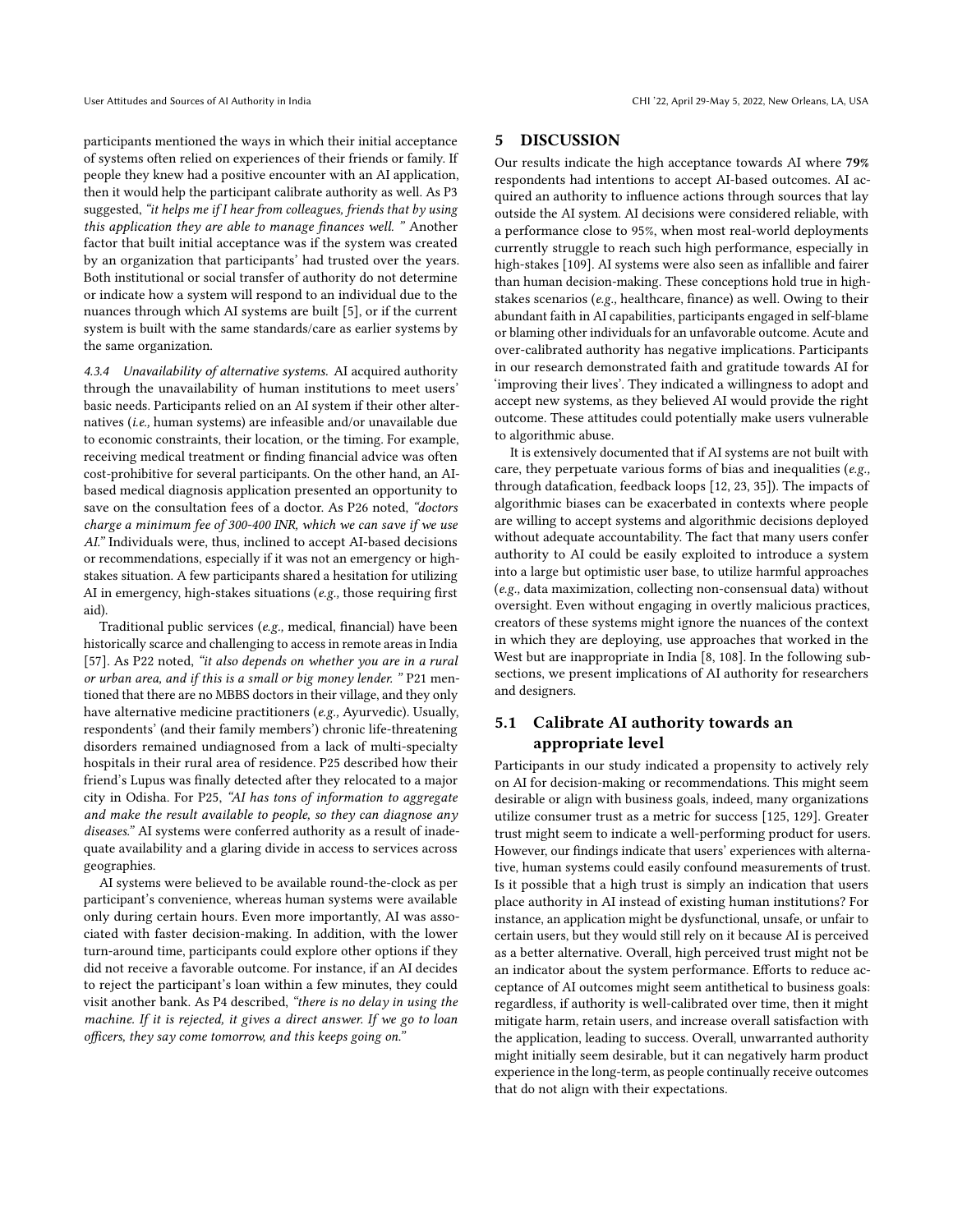participants mentioned the ways in which their initial acceptance of systems often relied on experiences of their friends or family. If people they knew had a positive encounter with an AI application, then it would help the participant calibrate authority as well. As P3 suggested, *"it helps me if I hear from colleagues, friends that by using this application they are able to manage finances well. "* Another factor that built initial acceptance was if the system was created by an organization that participants' had trusted over the years. Both institutional or social transfer of authority do not determine or indicate how a system will respond to an individual due to the nuances through which AI systems are built [5], or if the current system is built with the same standards/care as earlier systems by the same organization.

#### 4.3.4 Unavailability of alternative systems.

AI acquired authority through the unavailability of human institutions to meet users' basic needs. Participants relied on an AI system if their other alternatives (*i.e.,* human systems) are infeasible and/or unavailable due to economic constraints, their location, or the timing. For example, receiving medical treatment or finding financial advice was often cost-prohibitive for several participants. On the other hand, an AI-based medical diagnosis application presented an opportunity to save on the consultation fees of a doctor. As P26 noted, *"doctors charge a minimum fee of 300-400 INR, which we can save if we use AI."* Individuals were, thus, inclined to accept AI-based decisions or recommendations, especially if it was not an emergency or high-stakes situation. A few participants shared a hesitation for utilizing AI in emergency, high-stakes situations (*e.g.,* those requiring first aid).

Traditional public services (*e.g.,* medical, financial) have been historically scarce and challenging to access in remote areas in India [57]. As P22 noted, *"it also depends on whether you are in a rural or urban area, and if this is a small or big money lender. "* P21 mentioned that there are no MBBS doctors in their village, and they only have alternative medicine practitioners (*e.g.,* Ayurvedic). Usually, respondents' (and their family members') chronic life-threatening disorders remained undiagnosed from a lack of multi-specialty hospitals in their rural area of residence. P25 described how their friend's Lupus was finally detected after they relocated to a major city in Odisha. For P25, *"AI has tons of information to aggregate and make the result available to people, so they can diagnose any diseases."* AI systems were conferred authority as a result of inadequate availability and a glaring divide in access to services across geographies.

AI systems were believed to be available round-the-clock as per participant's convenience, whereas human systems were available only during certain hours. Even more importantly, AI was associated with faster decision-making. In addition, with the lower turn-around time, participants could explore other options if they did not receive a favorable outcome. For instance, if an AI decides to reject the participant's loan within a few minutes, they could visit another bank. As P4 described, *"there is no delay in using the machine. If it is rejected, it gives a direct answer. If we go to loan officers, they say come tomorrow, and this keeps going on."*

## 5 DISCUSSION

Our results indicate the high acceptance towards AI where **79%** respondents had intentions to accept AI-based outcomes. AI acquired an authority to influence actions through sources that lay outside the AI system. AI decisions were considered reliable, with a performance close to 95%, when most real-world deployments currently struggle to reach such high performance, especially in high-stakes [109]. AI systems were also seen as infallible and fairer than human decision-making. These conceptions hold true in high-stakes scenarios (*e.g.,* healthcare, finance) as well. Owing to their abundant faith in AI capabilities, participants engaged in self-blame or blaming other individuals for an unfavorable outcome. Acute and over-calibrated authority has negative implications. Participants in our research demonstrated faith and gratitude towards AI for 'improving their lives'. They indicated a willingness to adopt and accept new systems, as they believed AI would provide the right outcome. These attitudes could potentially make users vulnerable to algorithmic abuse.

It is extensively documented that if AI systems are not built with care, they perpetuate various forms of bias and inequalities (*e.g.,* through datafication, feedback loops [12, 23, 35]). The impacts of algorithmic biases can be exacerbated in contexts where people are willing to accept systems and algorithmic decisions deployed without adequate accountability. The fact that many users confer authority to AI could be easily exploited to introduce a system into a large but optimistic user base, to utilize harmful approaches (*e.g.,* data maximization, collecting non-consensual data) without oversight. Even without engaging in overtly malicious practices, creators of these systems might ignore the nuances of the context in which they are deploying, use approaches that worked in the West but are inappropriate in India [8, 108]. In the following subsections, we present implications of AI authority for researchers and designers.

### 5.1 Calibrate AI authority towards an appropriate level

Participants in our study indicated a propensity to actively rely on AI for decision-making or recommendations. This might seem desirable or align with business goals, indeed, many organizations utilize consumer trust as a metric for success [125, 129]. Greater trust might seem to indicate a well-performing product for users. However, our findings indicate that users' experiences with alternative, human systems could easily confound measurements of trust. Is it possible that a high trust is simply an indication that users place authority in AI instead of existing human institutions? For instance, an application might be dysfunctional, unsafe, or unfair to certain users, but they would still rely on it because AI is perceived as a better alternative. Overall, high perceived trust might not be an indicator about the system performance. Efforts to reduce acceptance of AI outcomes might seem antithetical to business goals: regardless, if authority is well-calibrated over time, then it might mitigate harm, retain users, and increase overall satisfaction with the application, leading to success. Overall, unwarranted authority might initially seem desirable, but it can negatively harm product experience in the long-term, as people continually receive outcomes that do not align with their expectations.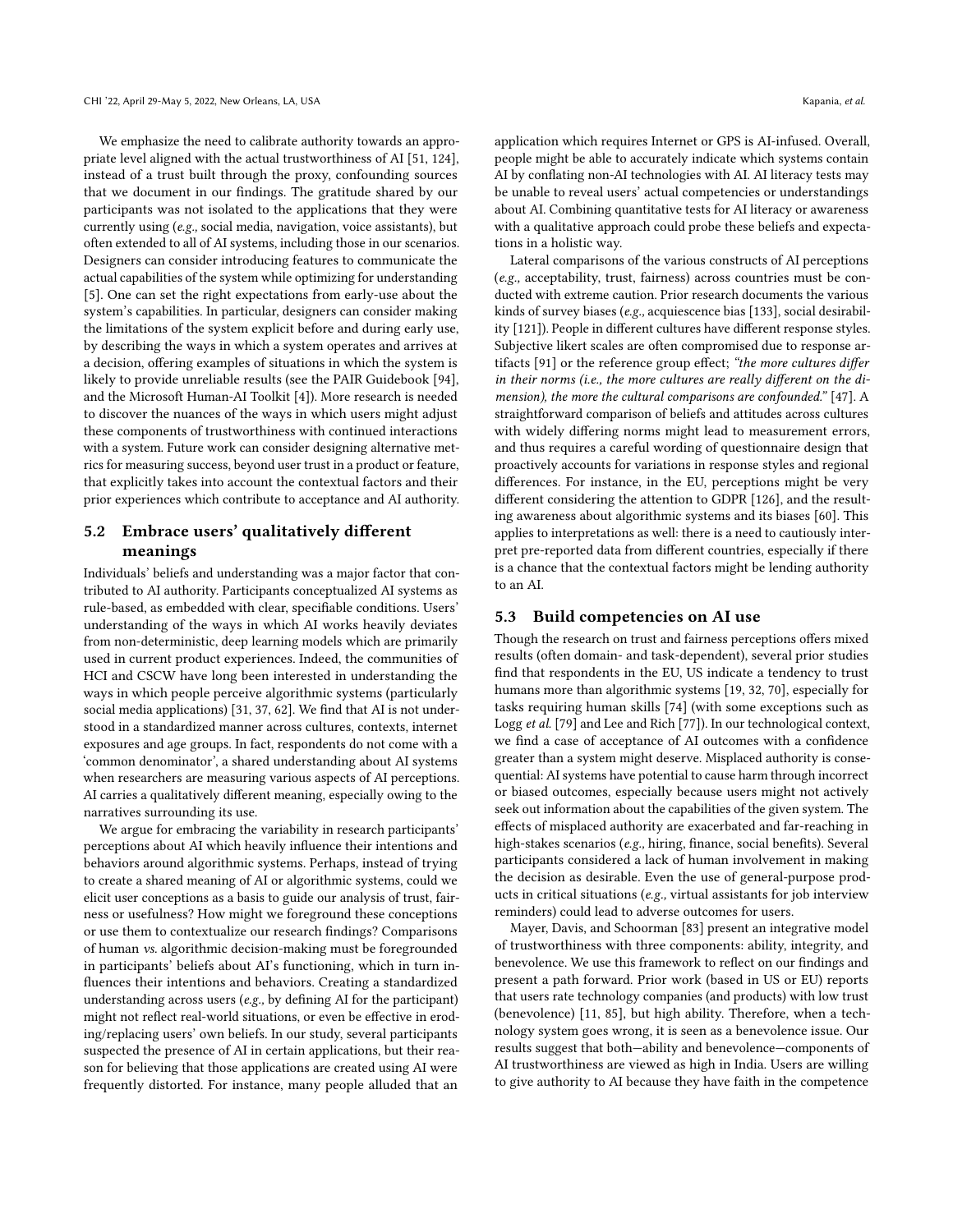We emphasize the need to calibrate authority towards an appropriate level aligned with the actual trustworthiness of AI [51, 124], instead of a trust built through the proxy, confounding sources that we document in our findings. The gratitude shared by our participants was not isolated to the applications that they were currently using (*e.g.,* social media, navigation, voice assistants), but often extended to all of AI systems, including those in our scenarios. Designers can consider introducing features to communicate the actual capabilities of the system while optimizing for understanding [5]. One can set the right expectations from early-use about the system's capabilities. In particular, designers can consider making the limitations of the system explicit before and during early use, by describing the ways in which a system operates and arrives at a decision, offering examples of situations in which the system is likely to provide unreliable results (see the PAIR Guidebook [94], and the Microsoft Human-AI Toolkit [4]). More research is needed to discover the nuances of the ways in which users might adjust these components of trustworthiness with continued interactions with a system. Future work can consider designing alternative metrics for measuring success, beyond user trust in a product or feature, that explicitly takes into account the contextual factors and their prior experiences which contribute to acceptance and AI authority.

## 5.2 Embrace users' qualitatively different meanings

Individuals' beliefs and understanding was a major factor that contributed to AI authority. Participants conceptualized AI systems as rule-based, as embedded with clear, specifiable conditions. Users' understanding of the ways in which AI works heavily deviates from non-deterministic, deep learning models which are primarily used in current product experiences. Indeed, the communities of HCI and CSCW have long been interested in understanding the ways in which people perceive algorithmic systems (particularly social media applications) [31, 37, 62]. We find that AI is not understood in a standardized manner across cultures, contexts, internet exposures and age groups. In fact, respondents do not come with a 'common denominator', a shared understanding about AI systems when researchers are measuring various aspects of AI perceptions. AI carries a qualitatively different meaning, especially owing to the narratives surrounding its use.

We argue for embracing the variability in research participants' perceptions about AI which heavily influence their intentions and behaviors around algorithmic systems. Perhaps, instead of trying to create a shared meaning of AI or algorithmic systems, could we elicit user conceptions as a basis to guide our analysis of trust, fairness or usefulness? How might we foreground these conceptions or use them to contextualize our research findings? Comparisons of human *vs.* algorithmic decision-making must be foregrounded in participants' beliefs about AI's functioning, which in turn influences their intentions and behaviors. Creating a standardized understanding across users (*e.g.,* by defining AI for the participant) might not reflect real-world situations, or even be effective in eroding/replacing users' own beliefs. In our study, several participants suspected the presence of AI in certain applications, but their reason for believing that those applications are created using AI were frequently distorted. For instance, many people alluded that an application which requires Internet or GPS is AI-infused. Overall, people might be able to accurately indicate which systems contain AI by conflating non-AI technologies with AI. AI literacy tests may be unable to reveal users' actual competencies or understandings about AI. Combining quantitative tests for AI literacy or awareness with a qualitative approach could probe these beliefs and expectations in a holistic way.

Lateral comparisons of the various constructs of AI perceptions (*e.g.,* acceptability, trust, fairness) across countries must be conducted with extreme caution. Prior research documents the various kinds of survey biases (*e.g.,* acquiescence bias [133], social desirability [121]). People in different cultures have different response styles. Subjective likert scales are often compromised due to response artifacts [91] or the reference group effect; *"the more cultures differ in their norms (i.e., the more cultures are really different on the dimension), the more the cultural comparisons are confounded."* [47]. A straightforward comparison of beliefs and attitudes across cultures with widely differing norms might lead to measurement errors, and thus requires a careful wording of questionnaire design that proactively accounts for variations in response styles and regional differences. For instance, in the EU, perceptions might be very different considering the attention to GDPR [126], and the resulting awareness about algorithmic systems and its biases [60]. This applies to interpretations as well: there is a need to cautiously interpret pre-reported data from different countries, especially if there is a chance that the contextual factors might be lending authority to an AI.

## 5.3 Build competencies on AI use

Though the research on trust and fairness perceptions offers mixed results (often domain- and task-dependent), several prior studies find that respondents in the EU, US indicate a tendency to trust humans more than algorithmic systems [19, 32, 70], especially for tasks requiring human skills [74] (with some exceptions such as Logg *et al.* [79] and Lee and Rich [77]). In our technological context, we find a case of acceptance of AI outcomes with a confidence greater than a system might deserve. Misplaced authority is consequential: AI systems have potential to cause harm through incorrect or biased outcomes, especially because users might not actively seek out information about the capabilities of the given system. The effects of misplaced authority are exacerbated and far-reaching in high-stakes scenarios (*e.g.,* hiring, finance, social benefits). Several participants considered a lack of human involvement in making the decision as desirable. Even the use of general-purpose products in critical situations (*e.g.,* virtual assistants for job interview reminders) could lead to adverse outcomes for users.

Mayer, Davis, and Schoorman [83] present an integrative model of trustworthiness with three components: ability, integrity, and benevolence. We use this framework to reflect on our findings and present a path forward. Prior work (based in US or EU) reports that users rate technology companies (and products) with low trust (benevolence) [11, 85], but high ability. Therefore, when a technology system goes wrong, it is seen as a benevolence issue. Our results suggest that both—ability and benevolence—components of AI trustworthiness are viewed as high in India. Users are willing to give authority to AI because they have faith in the competence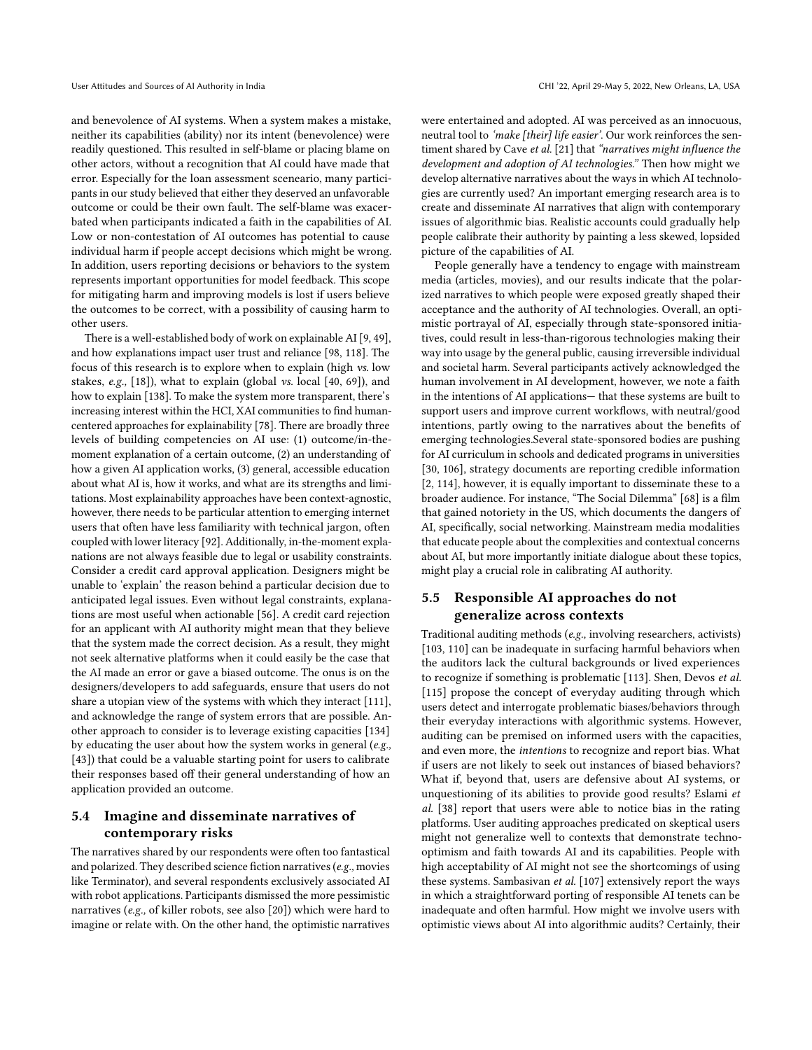and benevolence of AI systems. When a system makes a mistake, neither its capabilities (ability) nor its intent (benevolence) were readily questioned. This resulted in self-blame or placing blame on other actors, without a recognition that AI could have made that error. Especially for the loan assessment sceneario, many participants in our study believed that either they deserved an unfavorable outcome or could be their own fault. The self-blame was exacerbated when participants indicated a faith in the capabilities of AI. Low or non-contestation of AI outcomes has potential to cause individual harm if people accept decisions which might be wrong. In addition, users reporting decisions or behaviors to the system represents important opportunities for model feedback. This scope for mitigating harm and improving models is lost if users believe the outcomes to be correct, with a possibility of causing harm to other users.

There is a well-established body of work on explainable AI [9, 49], and how explanations impact user trust and reliance [98, 118]. The focus of this research is to explore when to explain (high *vs.* low stakes, *e.g.,* [18]), what to explain (global *vs.* local [40, 69]), and how to explain [138]. To make the system more transparent, there's increasing interest within the HCI, XAI communities to find human-centered approaches for explainability [78]. There are broadly three levels of building competencies on AI use: (1) outcome/in-the-moment explanation of a certain outcome, (2) an understanding of how a given AI application works, (3) general, accessible education about what AI is, how it works, and what are its strengths and limitations. Most explainability approaches have been context-agnostic, however, there needs to be particular attention to emerging internet users that often have less familiarity with technical jargon, often coupled with lower literacy [92]. Additionally, in-the-moment explanations are not always feasible due to legal or usability constraints. Consider a credit card approval application. Designers might be unable to 'explain' the reason behind a particular decision due to anticipated legal issues. Even without legal constraints, explanations are most useful when actionable [56]. A credit card rejection for an applicant with AI authority might mean that they believe that the system made the correct decision. As a result, they might not seek alternative platforms when it could easily be the case that the AI made an error or gave a biased outcome. The onus is on the designers/developers to add safeguards, ensure that users do not share a utopian view of the systems with which they interact [111], and acknowledge the range of system errors that are possible. Another approach to consider is to leverage existing capacities [134] by educating the user about how the system works in general (*e.g.,* [43]) that could be a valuable starting point for users to calibrate their responses based off their general understanding of how an application provided an outcome.

## 5.4 Imagine and disseminate narratives of contemporary risks

The narratives shared by our respondents were often too fantastical and polarized. They described science fiction narratives (*e.g.,* movies like Terminator), and several respondents exclusively associated AI with robot applications. Participants dismissed the more pessimistic narratives (*e.g.,* of killer robots, see also [20]) which were hard to imagine or relate with. On the other hand, the optimistic narratives were entertained and adopted. AI was perceived as an innocuous, neutral tool to *'make [their] life easier'*. Our work reinforces the sentiment shared by Cave *et al.* [21] that *"narratives might influence the development and adoption of AI technologies."* Then how might we develop alternative narratives about the ways in which AI technologies are currently used? An important emerging research area is to create and disseminate AI narratives that align with contemporary issues of algorithmic bias. Realistic accounts could gradually help people calibrate their authority by painting a less skewed, lopsided picture of the capabilities of AI.

People generally have a tendency to engage with mainstream media (articles, movies), and our results indicate that the polarized narratives to which people were exposed greatly shaped their acceptance and the authority of AI technologies. Overall, an optimistic portrayal of AI, especially through state-sponsored initiatives, could result in less-than-rigorous technologies making their way into usage by the general public, causing irreversible individual and societal harm. Several participants actively acknowledged the human involvement in AI development, however, we note a faith in the intentions of AI applications— that these systems are built to support users and improve current workflows, with neutral/good intentions, partly owing to the narratives about the benefits of emerging technologies.Several state-sponsored bodies are pushing for AI curriculum in schools and dedicated programs in universities [30, 106], strategy documents are reporting credible information [2, 114], however, it is equally important to disseminate these to a broader audience. For instance, "The Social Dilemma" [68] is a film that gained notoriety in the US, which documents the dangers of AI, specifically, social networking. Mainstream media modalities that educate people about the complexities and contextual concerns about AI, but more importantly initiate dialogue about these topics, might play a crucial role in calibrating AI authority.

## 5.5 Responsible AI approaches do not generalize across contexts

Traditional auditing methods (*e.g.,* involving researchers, activists) [103, 110] can be inadequate in surfacing harmful behaviors when the auditors lack the cultural backgrounds or lived experiences to recognize if something is problematic [113]. Shen, Devos *et al.* [115] propose the concept of everyday auditing through which users detect and interrogate problematic biases/behaviors through their everyday interactions with algorithmic systems. However, auditing can be premised on informed users with the capacities, and even more, the *intentions* to recognize and report bias. What if users are not likely to seek out instances of biased behaviors? What if, beyond that, users are defensive about AI systems, or unquestioning of its abilities to provide good results? Eslami *et al.* [38] report that users were able to notice bias in the rating platforms. User auditing approaches predicated on skeptical users might not generalize well to contexts that demonstrate techno-optimism and faith towards AI and its capabilities. People with high acceptability of AI might not see the shortcomings of using these systems. Sambasivan *et al.* [107] extensively report the ways in which a straightforward porting of responsible AI tenets can be inadequate and often harmful. How might we involve users with optimistic views about AI into algorithmic audits? Certainly, their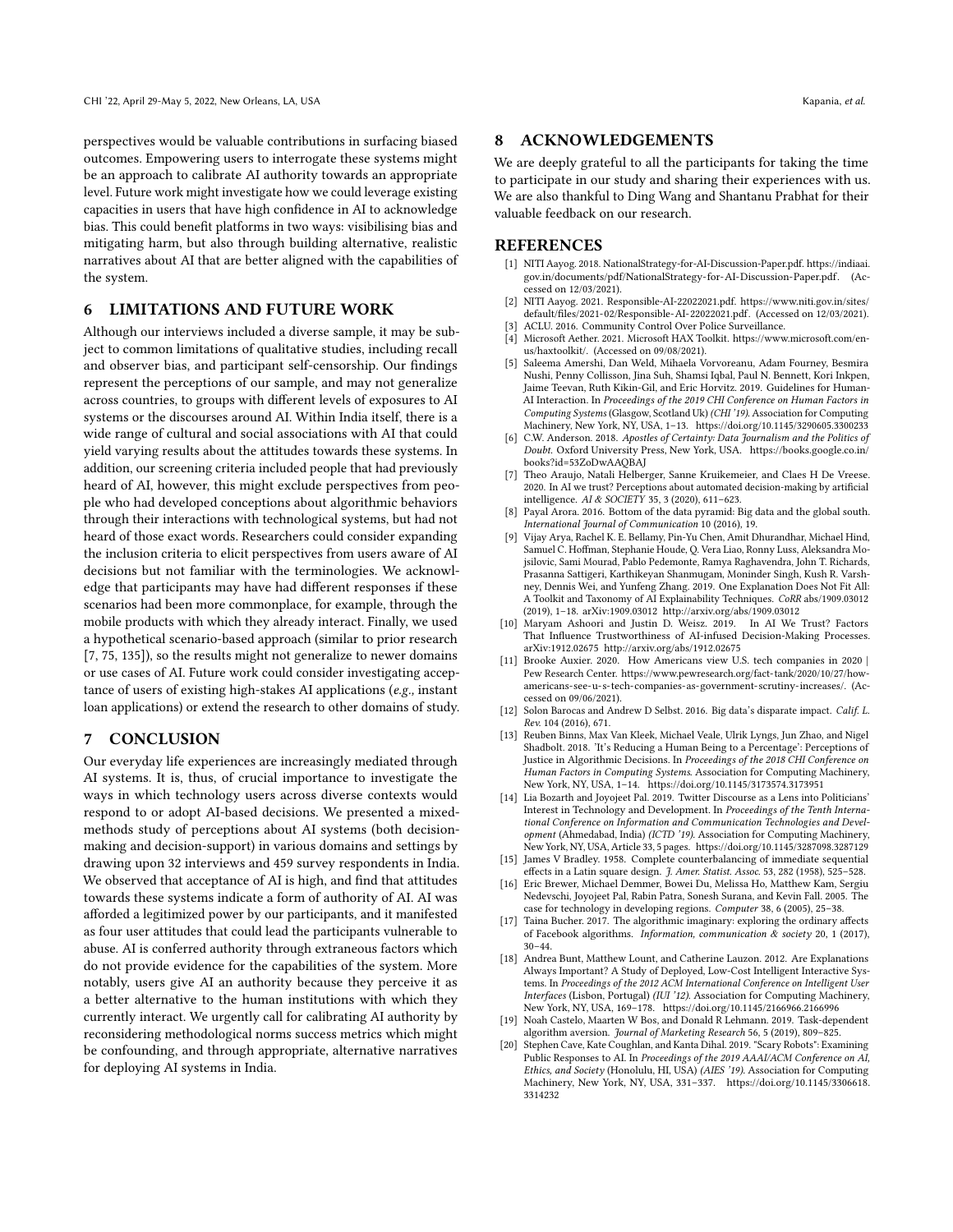perspectives would be valuable contributions in surfacing biased outcomes. Empowering users to interrogate these systems might be an approach to calibrate AI authority towards an appropriate level. Future work might investigate how we could leverage existing capacities in users that have high confidence in AI to acknowledge bias. This could benefit platforms in two ways: visibilising bias and mitigating harm, but also through building alternative, realistic narratives about AI that are better aligned with the capabilities of the system.

## 6 LIMITATIONS AND FUTURE WORK

Although our interviews included a diverse sample, it may be subject to common limitations of qualitative studies, including recall and observer bias, and participant self-censorship. Our findings represent the perceptions of our sample, and may not generalize across countries, to groups with different levels of exposures to AI systems or the discourses around AI. Within India itself, there is a wide range of cultural and social associations with AI that could yield varying results about the attitudes towards these systems. In addition, our screening criteria included people that had previously heard of AI, however, this might exclude perspectives from people who had developed conceptions about algorithmic behaviors through their interactions with technological systems, but had not heard of those exact words. Researchers could consider expanding the inclusion criteria to elicit perspectives from users aware of AI decisions but not familiar with the terminologies. We acknowledge that participants may have had different responses if these scenarios had been more commonplace, for example, through the mobile products with which they already interact. Finally, we used a hypothetical scenario-based approach (similar to prior research [7, 75, 135]), so the results might not generalize to newer domains or use cases of AI. Future work could consider investigating acceptance of users of existing high-stakes AI applications (*e.g.,* instant loan applications) or extend the research to other domains of study.

## 7 CONCLUSION

Our everyday life experiences are increasingly mediated through AI systems. It is, thus, of crucial importance to investigate the ways in which technology users across diverse contexts would respond to or adopt AI-based decisions. We presented a mixed-methods study of perceptions about AI systems (both decision-making and decision-support) in various domains and settings by drawing upon 32 interviews and 459 survey respondents in India. We observed that acceptance of AI is high, and find that attitudes towards these systems indicate a form of authority of AI. AI was afforded a legitimized power by our participants, and it manifested as four user attitudes that could lead the participants vulnerable to abuse. AI is conferred authority through extraneous factors which do not provide evidence for the capabilities of the system. More notably, users give AI an authority because they perceive it as a better alternative to the human institutions with which they currently interact. We urgently call for calibrating AI authority by reconsidering methodological norms success metrics which might be confounding, and through appropriate, alternative narratives for deploying AI systems in India.

## 8 ACKNOWLEDGEMENTS

We are deeply grateful to all the participants for taking the time to participate in our study and sharing their experiences with us. We are also thankful to Ding Wang and Shantanu Prabhat for their valuable feedback on our research.

## REFERENCES

- [1] NITI Aayog. 2018. NationalStrategy-for-AI-Discussion-Paper.pdf. https://indiaai.gov.in/documents/pdf/NationalStrategy-for-AI-Discussion-Paper.pdf. (Accessed on 12/03/2021).
- [2] NITI Aayog. 2021. Responsible-AI-22022021.pdf. https://www.niti.gov.in/sites/default/files/2021-02/Responsible-AI-22022021.pdf. (Accessed on 12/03/2021).
- [3] ACLU. 2016. Community Control Over Police Surveillance.
- [4] Microsoft Aether. 2021. Microsoft HAX Toolkit. https://www.microsoft.com/en-us/haxtoolkit/. (Accessed on 09/08/2021).
- [5] Saleema Amershi, Dan Weld, Mihaela Vorvoreanu, Adam Fourney, Besmira Nushi, Penny Collisson, Jina Suh, Shamsi Iqbal, Paul N. Bennett, Kori Inkpen, Jaime Teevan, Ruth Kikin-Gil, and Eric Horvitz. 2019. Guidelines for Human-AI Interaction. In *Proceedings of the 2019 CHI Conference on Human Factors in Computing Systems* (Glasgow, Scotland Uk) *(CHI '19)*. Association for Computing Machinery, New York, NY, USA, 1–13. https://doi.org/10.1145/3290605.3300233
- [6] C.W. Anderson. 2018. *Apostles of Certainty: Data Journalism and the Politics of Doubt.* Oxford University Press, New York, USA. https://books.google.co.in/books?id=53ZoDwAAQBAJ
- [7] Theo Araujo, Natali Helberger, Sanne Kruikemeier, and Claes H De Vreese. 2020. In AI we trust? Perceptions about automated decision-making by artificial intelligence. *AI & SOCIETY* 35, 3 (2020), 611–623.
- [8] Payal Arora. 2016. Bottom of the data pyramid: Big data and the global south. *International Journal of Communication* 10 (2016), 19.
- [9] Vijay Arya, Rachel K. E. Bellamy, Pin-Yu Chen, Amit Dhurandhar, Michael Hind, Samuel C. Hoffman, Stephanie Houde, Q. Vera Liao, Ronny Luss, Aleksandra Mojsilovic, Sami Mourad, Pablo Pedemonte, Ramya Raghavendra, John T. Richards, Prasanna Sattigeri, Karthikeyan Shanmugam, Moninder Singh, Kush R. Varshney, Dennis Wei, and Yunfeng Zhang. 2019. One Explanation Does Not Fit All: A Toolkit and Taxonomy of AI Explainability Techniques. *CoRR* abs/1909.03012 (2019), 1–18. arXiv:1909.03012 http://arxiv.org/abs/1909.03012
- [10] Maryam Ashoori and Justin D. Weisz. 2019. In AI We Trust? Factors That Influence Trustworthiness of AI-infused Decision-Making Processes. arXiv:1912.02675 http://arxiv.org/abs/1912.02675
- [11] Brooke Auxier. 2020. How Americans view U.S. tech companies in 2020 | Pew Research Center. https://www.pewresearch.org/fact-tank/2020/10/27/how-americans-see-u-s-tech-companies-as-government-scrutiny-increases/. (Accessed on 09/06/2021).
- [12] Solon Barocas and Andrew D Selbst. 2016. Big data's disparate impact. *Calif. L. Rev.* 104 (2016), 671.
- [13] Reuben Binns, Max Van Kleek, Michael Veale, Ulrik Lyngs, Jun Zhao, and Nigel Shadbolt. 2018. 'It's Reducing a Human Being to a Percentage': Perceptions of Justice in Algorithmic Decisions. In *Proceedings of the 2018 CHI Conference on Human Factors in Computing Systems.* Association for Computing Machinery, New York, NY, USA, 1–14. https://doi.org/10.1145/3173574.3173951
- [14] Lia Bozarth and Joyojeet Pal. 2019. Twitter Discourse as a Lens into Politicians' Interest in Technology and Development. In *Proceedings of the Tenth International Conference on Information and Communication Technologies and Development* (Ahmedabad, India) *(ICTD '19)*. Association for Computing Machinery, New York, NY, USA, Article 33, 5 pages. https://doi.org/10.1145/3287098.3287129
- [15] James V Bradley. 1958. Complete counterbalancing of immediate sequential effects in a Latin square design. *J. Amer. Statist. Assoc.* 53, 282 (1958), 525–528.
- [16] Eric Brewer, Michael Demmer, Bowei Du, Melissa Ho, Matthew Kam, Sergiu Nedevschi, Joyojeet Pal, Rabin Patra, Sonesh Surana, and Kevin Fall. 2005. The case for technology in developing regions. *Computer* 38, 6 (2005), 25–38.
- [17] Taina Bucher. 2017. The algorithmic imaginary: exploring the ordinary affects of Facebook algorithms. *Information, communication & society* 20, 1 (2017), 30–44.
- [18] Andrea Bunt, Matthew Lount, and Catherine Lauzon. 2012. Are Explanations Always Important? A Study of Deployed, Low-Cost Intelligent Interactive Systems. In *Proceedings of the 2012 ACM International Conference on Intelligent User Interfaces* (Lisbon, Portugal) *(IUI '12)*. Association for Computing Machinery, New York, NY, USA, 169–178. https://doi.org/10.1145/2166966.2166996
- [19] Noah Castelo, Maarten W Bos, and Donald R Lehmann. 2019. Task-dependent algorithm aversion. *Journal of Marketing Research* 56, 5 (2019), 809–825.
- [20] Stephen Cave, Kate Coughlan, and Kanta Dihal. 2019. "Scary Robots": Examining Public Responses to AI. In *Proceedings of the 2019 AAAI/ACM Conference on AI, Ethics, and Society* (Honolulu, HI, USA) *(AIES '19)*. Association for Computing Machinery, New York, NY, USA, 331–337. https://doi.org/10.1145/3306618.3314232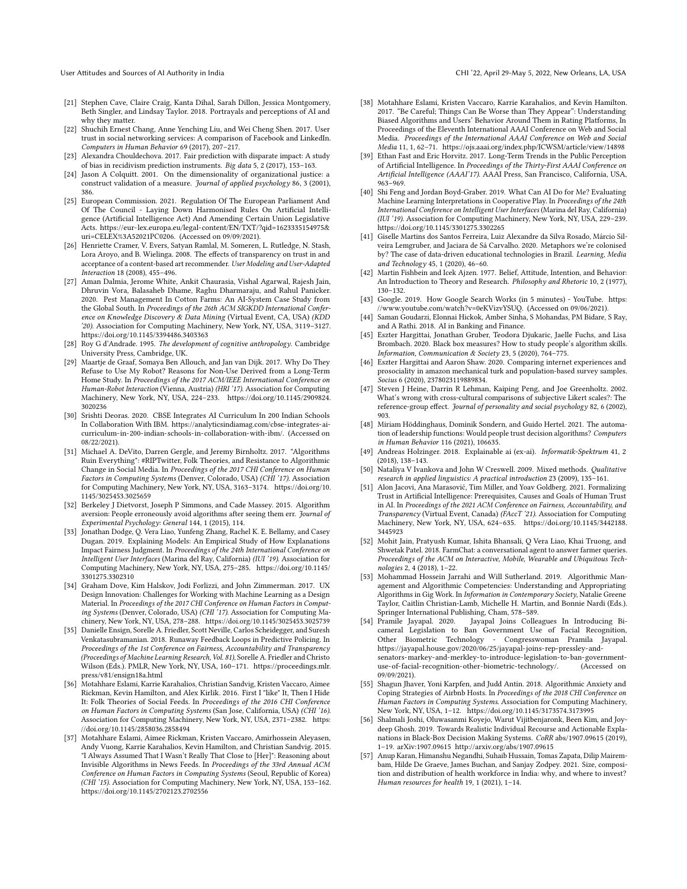[21] Stephen Cave, Claire Craig, Kanta Dihal, Sarah Dillon, Jessica Montgomery, Beth Singler, and Lindsay Taylor. 2018. Portrayals and perceptions of AI and why they matter.

[22] Shuchih Ernest Chang, Anne Yenching Liu, and Wei Cheng Shen. 2017. User trust in social networking services: A comparison of Facebook and LinkedIn. *Computers in Human Behavior* 69 (2017), 207–217.

[23] Alexandra Chouldechova. 2017. Fair prediction with disparate impact: A study of bias in recidivism prediction instruments. *Big data* 5, 2 (2017), 153–163.

[24] Jason A Colquitt. 2001. On the dimensionality of organizational justice: a construct validation of a measure. *Journal of applied psychology* 86, 3 (2001), 386.

[25] European Commission. 2021. Regulation Of The European Parliament And Of The Council - Laying Down Harmonised Rules On Artificial Intelligence (Artificial Intelligence Act) And Amending Certain Union Legislative Acts. https://eur-lex.europa.eu/legal-content/EN/TXT/?qid=1623335154975&uri=CELEX%3A52021PC0206. (Accessed on 09/09/2021).

[26] Henriette Cramer, V. Evers, Satyan Ramlal, M. Someren, L. Rutledge, N. Stash, Lora Aroyo, and B. Wielinga. 2008. The effects of transparency on trust in and acceptance of a content-based art recommender. *User Modeling and User-Adapted Interaction* 18 (2008), 455–496.

[27] Aman Dalmia, Jerome White, Ankit Chaurasia, Vishal Agarwal, Rajesh Jain, Dhruvin Vora, Balasaheb Dhame, Raghu Dharmaraju, and Rahul Panicker. 2020. Pest Management In Cotton Farms: An AI-System Case Study from the Global South. In *Proceedings of the 26th ACM SIGKDD International Conference on Knowledge Discovery & Data Mining* (Virtual Event, CA, USA) *(KDD '20)*. Association for Computing Machinery, New York, NY, USA, 3119–3127. https://doi.org/10.1145/3394486.3403363

[28] Roy G d'Andrade. 1995. *The development of cognitive anthropology*. Cambridge University Press, Cambridge, UK.

[29] Maartje de Graaf, Somaya Ben Allouch, and Jan van Dijk. 2017. Why Do They Refuse to Use My Robot? Reasons for Non-Use Derived from a Long-Term Home Study. In *Proceedings of the 2017 ACM/IEEE International Conference on Human-Robot Interaction* (Vienna, Austria) *(HRI '17)*. Association for Computing Machinery, New York, NY, USA, 224–233. https://doi.org/10.1145/2909824.3020236

[30] Srishti Deoras. 2020. CBSE Integrates AI Curriculum In 200 Indian Schools In Collaboration With IBM. https://analyticsindiamag.com/cbse-integrates-ai-curriculum-in-200-indian-schools-in-collaboration-with-ibm/. (Accessed on 08/22/2021).

[31] Michael A. DeVito, Darren Gergle, and Jeremy Birnholtz. 2017. "Algorithms Ruin Everything": #RIPTwitter, Folk Theories, and Resistance to Algorithmic Change in Social Media. In *Proceedings of the 2017 CHI Conference on Human Factors in Computing Systems* (Denver, Colorado, USA) *(CHI '17)*. Association for Computing Machinery, New York, NY, USA, 3163–3174. https://doi.org/10.1145/3025453.3025659

[32] Berkeley J Dietvorst, Joseph P Simmons, and Cade Massey. 2015. Algorithm aversion: People erroneously avoid algorithms after seeing them err. *Journal of Experimental Psychology: General* 144, 1 (2015), 114.

[33] Jonathan Dodge, Q. Vera Liao, Yunfeng Zhang, Rachel K. E. Bellamy, and Casey Dugan. 2019. Explaining Models: An Empirical Study of How Explanations Impact Fairness Judgment. In *Proceedings of the 24th International Conference on Intelligent User Interfaces* (Marina del Ray, California) *(IUI '19)*. Association for Computing Machinery, New York, NY, USA, 275–285. https://doi.org/10.1145/3301275.3302310

[34] Graham Dove, Kim Halskov, Jodi Forlizzi, and John Zimmerman. 2017. UX Design Innovation: Challenges for Working with Machine Learning as a Design Material. In *Proceedings of the 2017 CHI Conference on Human Factors in Computing Systems* (Denver, Colorado, USA) *(CHI '17)*. Association for Computing Machinery, New York, NY, USA, 278–288. https://doi.org/10.1145/3025453.3025739

[35] Danielle Ensign, Sorelle A. Friedler, Scott Neville, Carlos Scheidegger, and Suresh Venkatasubramanian. 2018. Runaway Feedback Loops in Predictive Policing. In *Proceedings of the 1st Conference on Fairness, Accountability and Transparency (Proceedings of Machine Learning Research, Vol. 81)*, Sorelle A. Friedler and Christo Wilson (Eds.). PMLR, New York, NY, USA, 160–171. https://proceedings.mlr.press/v81/ensign18a.html

[36] Motahhare Eslami, Karrie Karahalios, Christian Sandvig, Kristen Vaccaro, Aimee Rickman, Kevin Hamilton, and Alex Kirlik. 2016. First I "like" It, Then I Hide It: Folk Theories of Social Feeds. In *Proceedings of the 2016 CHI Conference on Human Factors in Computing Systems* (San Jose, California, USA) *(CHI '16)*. Association for Computing Machinery, New York, NY, USA, 2371–2382. https://doi.org/10.1145/2858036.2858494

[37] Motahhare Eslami, Aimee Rickman, Kristen Vaccaro, Amirhossein Aleyasen, Andy Vuong, Karrie Karahalios, Kevin Hamilton, and Christian Sandvig. 2015. "I Always Assumed That I Wasn't Really That Close to [Her]": Reasoning about Invisible Algorithms in News Feeds. In *Proceedings of the 33rd Annual ACM Conference on Human Factors in Computing Systems* (Seoul, Republic of Korea) *(CHI '15)*. Association for Computing Machinery, New York, NY, USA, 153–162. https://doi.org/10.1145/2702123.2702556

[38] Motahhare Eslami, Kristen Vaccaro, Karrie Karahalios, and Kevin Hamilton. 2017. "Be Careful; Things Can Be Worse than They Appear": Understanding Biased Algorithms and Users' Behavior Around Them in Rating Platforms, In Proceedings of the Eleventh International AAAI Conference on Web and Social Media. *Proceedings of the International AAAI Conference on Web and Social Media* 11, 1, 62–71. https://ojs.aaai.org/index.php/ICWSM/article/view/14898

[39] Ethan Fast and Eric Horvitz. 2017. Long-Term Trends in the Public Perception of Artificial Intelligence. In *Proceedings of the Thirty-First AAAI Conference on Artificial Intelligence (AAAI'17)*. AAAI Press, San Francisco, California, USA, 963–969.

[40] Shi Feng and Jordan Boyd-Graber. 2019. What Can AI Do for Me? Evaluating Machine Learning Interpretations in Cooperative Play. In *Proceedings of the 24th International Conference on Intelligent User Interfaces* (Marina del Ray, California) *(IUI '19)*. Association for Computing Machinery, New York, NY, USA, 229–239. https://doi.org/10.1145/3301275.3302265

[41] Giselle Martins dos Santos Ferreira, Luiz Alexandre da Silva Rosado, Márcio Silveira Lemgruber, and Jaciara de Sá Carvalho. 2020. Metaphors we're colonised by? The case of data-driven educational technologies in Brazil. *Learning, Media and Technology* 45, 1 (2020), 46–60.

[42] Martin Fishbein and Icek Ajzen. 1977. Belief, Attitude, Intention, and Behavior: An Introduction to Theory and Research. *Philosophy and Rhetoric* 10, 2 (1977), 130–132.

[43] Google. 2019. How Google Search Works (in 5 minutes) - YouTube. https://www.youtube.com/watch?v=0eKVizvYSUQ. (Accessed on 09/06/2021).

[44] Saman Goudarzi, Elonnai Hickok, Amber Sinha, S Mohandas, PM Bidare, S Ray, and A Rathi. 2018. AI in Banking and Finance.

[45] Eszter Hargittai, Jonathan Gruber, Teodora Djukaric, Jaelle Fuchs, and Lisa Brombach. 2020. Black box measures? How to study people's algorithm skills. *Information, Communication & Society* 23, 5 (2020), 764–775.

[46] Eszter Hargittai and Aaron Shaw. 2020. Comparing internet experiences and prosociality in amazon mechanical turk and population-based survey samples. *Socius* 6 (2020), 2378023119889834.

[47] Steven J Heine, Darrin R Lehman, Kaiping Peng, and Joe Greenholtz. 2002. What's wrong with cross-cultural comparisons of subjective Likert scales?: The reference-group effect. *Journal of personality and social psychology* 82, 6 (2002), 903.

[48] Miriam Höddinghaus, Dominik Sondern, and Guido Hertel. 2021. The automation of leadership functions: Would people trust decision algorithms? *Computers in Human Behavior* 116 (2021), 106635.

[49] Andreas Holzinger. 2018. Explainable ai (ex-ai). *Informatik-Spektrum* 41, 2 (2018), 138–143.

[50] Nataliya V Ivankova and John W Creswell. 2009. Mixed methods. *Qualitative research in applied linguistics: A practical introduction* 23 (2009), 135–161.

[51] Alon Jacovi, Ana Marasović, Tim Miller, and Yoav Goldberg. 2021. Formalizing Trust in Artificial Intelligence: Prerequisites, Causes and Goals of Human Trust in AI. In *Proceedings of the 2021 ACM Conference on Fairness, Accountability, and Transparency* (Virtual Event, Canada) *(FAccT '21)*. Association for Computing Machinery, New York, NY, USA, 624–635. https://doi.org/10.1145/3442188.3445923

[52] Mohit Jain, Pratyush Kumar, Ishita Bhansali, Q Vera Liao, Khai Truong, and Shwetak Patel. 2018. FarmChat: a conversational agent to answer farmer queries. *Proceedings of the ACM on Interactive, Mobile, Wearable and Ubiquitous Technologies* 2, 4 (2018), 1–22.

[53] Mohammad Hossein Jarrahi and Will Sutherland. 2019. Algorithmic Management and Algorithmic Competencies: Understanding and Appropriating Algorithms in Gig Work. In *Information in Contemporary Society*, Natalie Greene Taylor, Caitlin Christian-Lamb, Michelle H. Martin, and Bonnie Nardi (Eds.). Springer International Publishing, Cham, 578–589.

[54] Pramile Jayapal. 2020. Jayapal Joins Colleagues In Introducing Bicameral Legislation to Ban Government Use of Facial Recognition, Other Biometric Technology - Congresswoman Pramila Jayapal. https://jayapal.house.gov/2020/06/25/jayapal-joins-rep-pressley-and-senators-markey-and-merkley-to-introduce-legislation-to-ban-government-use-of-facial-recognition-other-biometric-technology/. (Accessed on 09/09/2021).

[55] Shagun Jhaver, Yoni Karpfen, and Judd Antin. 2018. Algorithmic Anxiety and Coping Strategies of Airbnb Hosts. In *Proceedings of the 2018 CHI Conference on Human Factors in Computing Systems*. Association for Computing Machinery, New York, NY, USA, 1–12. https://doi.org/10.1145/3173574.3173995

[56] Shalmali Joshi, Oluwasanmi Koyejo, Warut Vijitbenjaronk, Been Kim, and Joydeep Ghosh. 2019. Towards Realistic Individual Recourse and Actionable Explanations in Black-Box Decision Making Systems. *CoRR* abs/1907.09615 (2019), 1–19. arXiv:1907.09615 http://arxiv.org/abs/1907.09615

[57] Anup Karan, Himanshu Negandhi, Suhaib Hussain, Tomas Zapata, Dilip Mairembam, Hilde De Graeve, James Buchan, and Sanjay Zodpey. 2021. Size, composition and distribution of health workforce in India: why, and where to invest? *Human resources for health* 19, 1 (2021), 1–14.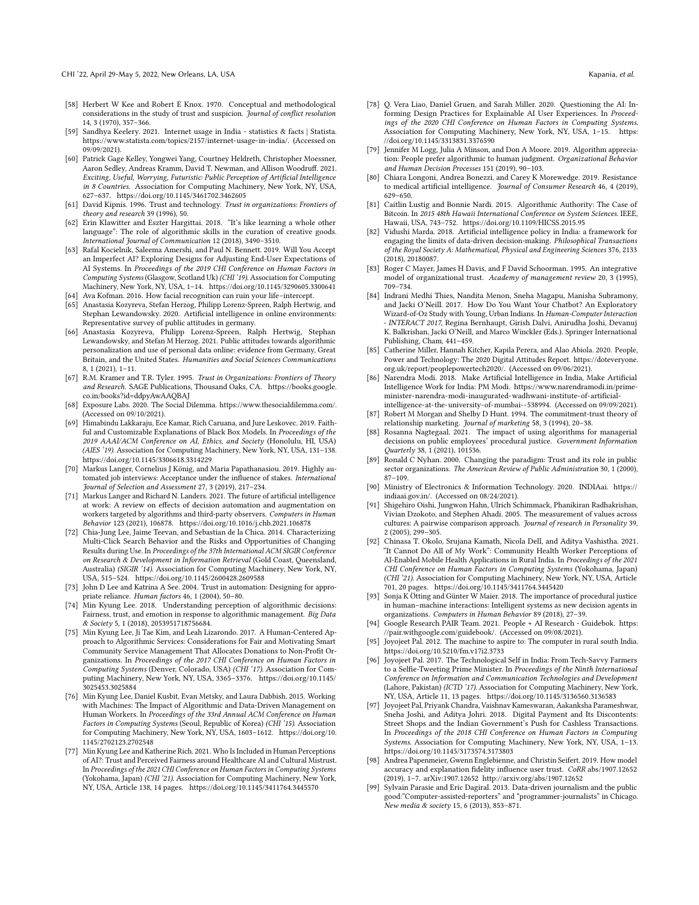[58] Herbert W Kee and Robert E Knox. 1970. Conceptual and methodological considerations in the study of trust and suspicion. *Journal of conflict resolution* 14, 3 (1970), 357–366.

[59] Sandhya Keelery. 2021. Internet usage in India - statistics & facts | Statista. https://www.statista.com/topics/2157/internet-usage-in-india/. (Accessed on 09/09/2021).

[60] Patrick Gage Kelley, Yongwei Yang, Courtney Heldreth, Christopher Moessner, Aaron Sedley, Andreas Kramm, David T. Newman, and Allison Woodruff. 2021. *Exciting, Useful, Worrying, Futuristic: Public Perception of Artificial Intelligence in 8 Countries*. Association for Computing Machinery, New York, NY, USA, 627–637. https://doi.org/10.1145/3461702.3462605

[61] David Kipnis. 1996. Trust and technology. *Trust in organizations: Frontiers of theory and research* 39 (1996), 50.

[62] Erin Klawitter and Eszter Hargittai. 2018. "It's like learning a whole other language": The role of algorithmic skills in the curation of creative goods. *International Journal of Communication* 12 (2018), 3490–3510.

[63] Rafal Kocielnik, Saleema Amershi, and Paul N. Bennett. 2019. Will You Accept an Imperfect AI? Exploring Designs for Adjusting End-User Expectations of AI Systems. In *Proceedings of the 2019 CHI Conference on Human Factors in Computing Systems* (Glasgow, Scotland Uk) *(CHI '19)*. Association for Computing Machinery, New York, NY, USA, 1–14. https://doi.org/10.1145/3290605.3300641

[64] Ava Kofman. 2016. How facial recognition can ruin your life–intercept.

[65] Anastasia Kozyreva, Stefan Herzog, Philipp Lorenz-Spreen, Ralph Hertwig, and Stephan Lewandowsky. 2020. Artificial intelligence in online environments: Representative survey of public attitudes in germany.

[66] Anastasia Kozyreva, Philipp Lorenz-Spreen, Ralph Hertwig, Stephan Lewandowsky, and Stefan M Herzog. 2021. Public attitudes towards algorithmic personalization and use of personal data online: evidence from Germany, Great Britain, and the United States. *Humanities and Social Sciences Communications* 8, 1 (2021), 1–11.

[67] R.M. Kramer and T.R. Tyler. 1995. *Trust in Organizations: Frontiers of Theory and Research*. SAGE Publications, Thousand Oaks, CA. https://books.google.co.in/books?id=ddpyAwAAQBAJ

[68] Exposure Labs. 2020. The Social Dilemma. https://www.thesocialdilemma.com/. (Accessed on 09/10/2021).

[69] Himabindu Lakkaraju, Ece Kamar, Rich Caruana, and Jure Leskovec. 2019. Faithful and Customizable Explanations of Black Box Models. In *Proceedings of the 2019 AAAI/ACM Conference on AI, Ethics, and Society* (Honolulu, HI, USA) *(AIES '19)*. Association for Computing Machinery, New York, NY, USA, 131–138. https://doi.org/10.1145/3306618.3314229

[70] Markus Langer, Cornelius J König, and Maria Papathanasiou. 2019. Highly automated job interviews: Acceptance under the influence of stakes. *International Journal of Selection and Assessment* 27, 3 (2019), 217–234.

[71] Markus Langer and Richard N. Landers. 2021. The future of artificial intelligence at work: A review on effects of decision automation and augmentation on workers targeted by algorithms and third-party observers. *Computers in Human Behavior* 123 (2021), 106878. https://doi.org/10.1016/j.chb.2021.106878

[72] Chia-Jung Lee, Jaime Teevan, and Sebastian de la Chica. 2014. Characterizing Multi-Click Search Behavior and the Risks and Opportunities of Changing Results during Use. In *Proceedings of the 37th International ACM SIGIR Conference on Research & Development in Information Retrieval* (Gold Coast, Queensland, Australia) *(SIGIR '14)*. Association for Computing Machinery, New York, NY, USA, 515–524. https://doi.org/10.1145/2600428.2609588

[73] John D Lee and Katrina A See. 2004. Trust in automation: Designing for appropriate reliance. *Human factors* 46, 1 (2004), 50–80.

[74] Min Kyung Lee. 2018. Understanding perception of algorithmic decisions: Fairness, trust, and emotion in response to algorithmic management. *Big Data & Society* 5, 1 (2018), 2053951718756684.

[75] Min Kyung Lee, Ji Tae Kim, and Leah Lizarondo. 2017. A Human-Centered Approach to Algorithmic Services: Considerations for Fair and Motivating Smart Community Service Management That Allocates Donations to Non-Profit Organizations. In *Proceedings of the 2017 CHI Conference on Human Factors in Computing Systems* (Denver, Colorado, USA) *(CHI '17)*. Association for Computing Machinery, New York, NY, USA, 3365–3376. https://doi.org/10.1145/3025453.3025884

[76] Min Kyung Lee, Daniel Kusbit, Evan Metsky, and Laura Dabbish. 2015. Working with Machines: The Impact of Algorithmic and Data-Driven Management on Human Workers. In *Proceedings of the 33rd Annual ACM Conference on Human Factors in Computing Systems* (Seoul, Republic of Korea) *(CHI '15)*. Association for Computing Machinery, New York, NY, USA, 1603–1612. https://doi.org/10.1145/2702123.2702548

[77] Min Kyung Lee and Katherine Rich. 2021. Who Is Included in Human Perceptions of AI?: Trust and Perceived Fairness around Healthcare AI and Cultural Mistrust. In *Proceedings of the 2021 CHI Conference on Human Factors in Computing Systems* (Yokohama, Japan) *(CHI '21)*. Association for Computing Machinery, New York, NY, USA, Article 138, 14 pages. https://doi.org/10.1145/3411764.3445570

[78] Q. Vera Liao, Daniel Gruen, and Sarah Miller. 2020. Questioning the AI: Informing Design Practices for Explainable AI User Experiences. In *Proceedings of the 2020 CHI Conference on Human Factors in Computing Systems*. Association for Computing Machinery, New York, NY, USA, 1–15. https://doi.org/10.1145/3313831.3376590

[79] Jennifer M Logg, Julia A Minson, and Don A Moore. 2019. Algorithm appreciation: People prefer algorithmic to human judgment. *Organizational Behavior and Human Decision Processes* 151 (2019), 90–103.

[80] Chiara Longoni, Andrea Bonezzi, and Carey K Morewedge. 2019. Resistance to medical artificial intelligence. *Journal of Consumer Research* 46, 4 (2019), 629–650.

[81] Caitlin Lustig and Bonnie Nardi. 2015. Algorithmic Authority: The Case of Bitcoin. In *2015 48th Hawaii International Conference on System Sciences*. IEEE, Hawaii, USA, 743–752. https://doi.org/10.1109/HICSS.2015.95

[82] Vidushi Marda. 2018. Artificial intelligence policy in India: a framework for engaging the limits of data-driven decision-making. *Philosophical Transactions of the Royal Society A: Mathematical, Physical and Engineering Sciences* 376, 2133 (2018), 20180087.

[83] Roger C Mayer, James H Davis, and F David Schoorman. 1995. An integrative model of organizational trust. *Academy of management review* 20, 3 (1995), 709–734.

[84] Indrani Medhi Thies, Nandita Menon, Sneha Magapu, Manisha Subramony, and Jacki O'Neill. 2017. How Do You Want Your Chatbot? An Exploratory Wizard-of-Oz Study with Young, Urban Indians. In *Human-Computer Interaction - INTERACT 2017*, Regina Bernhaupt, Girish Dalvi, Anirudha Joshi, Devanuj K. Balkrishan, Jacki O'Neill, and Marco Winckler (Eds.). Springer International Publishing, Cham, 441–459.

[85] Catherine Miller, Hannah Kitcher, Kapila Perera, and Alao Abiola. 2020. People, Power and Technology: The 2020 Digital Attitudes Report. https://doteveryone.org.uk/report/peoplepowertech2020/. (Accessed on 09/06/2021).

[86] Narendra Modi. 2018. Make Artificial Intelligence in India, Make Artificial Intelligence Work for India: PM Modi. https://www.narendramodi.in/prime-minister-narendra-modi-inaugurated-wadhwani-institute-of-artificial-intelligence-at-the-university-of-mumbai--538994. (Accessed on 09/09/2021).

[87] Robert M Morgan and Shelby D Hunt. 1994. The commitment-trust theory of relationship marketing. *Journal of marketing* 58, 3 (1994), 20–38.

[88] Rosanna Nagtegaal. 2021. The impact of using algorithms for managerial decisions on public employees' procedural justice. *Government Information Quarterly* 38, 1 (2021), 101536.

[89] Ronald C Nyhan. 2000. Changing the paradigm: Trust and its role in public sector organizations. *The American Review of Public Administration* 30, 1 (2000), 87–109.

[90] Ministry of Electronics & Information Technology. 2020. INDIAai. https://indiaai.gov.in/. (Accessed on 08/24/2021).

[91] Shigehiro Oishi, Jungwon Hahn, Ulrich Schimmack, Phanikiran Radhakrishan, Vivian Dzokoto, and Stephen Ahadi. 2005. The measurement of values across cultures: A pairwise comparison approach. *Journal of research in Personality* 39, 2 (2005), 299–305.

[92] Chinasa T. Okolo, Srujana Kamath, Nicola Dell, and Aditya Vashistha. 2021. "It Cannot Do All of My Work": Community Health Worker Perceptions of AI-Enabled Mobile Health Applications in Rural India. In *Proceedings of the 2021 CHI Conference on Human Factors in Computing Systems* (Yokohama, Japan) *(CHI '21)*. Association for Computing Machinery, New York, NY, USA, Article 701, 20 pages. https://doi.org/10.1145/3411764.3445420

[93] Sonja K Ötting and Günter W Maier. 2018. The importance of procedural justice in human–machine interactions: Intelligent systems as new decision agents in organizations. *Computers in Human Behavior* 89 (2018), 27–39.

[94] Google Research PAIR Team. 2021. People + AI Research - Guidebok. https://pair.withgoogle.com/guidebook/. (Accessed on 09/08/2021).

[95] Joyojeet Pal. 2012. The machine to aspire to: The computer in rural south India. https://doi.org/10.5210/fm.v17i2.3733

[96] Joyojeet Pal. 2017. The Technological Self in India: From Tech-Savvy Farmers to a Selfie-Tweeting Prime Minister. In *Proceedings of the Ninth International Conference on Information and Communication Technologies and Development* (Lahore, Pakistan) *(ICTD '17)*. Association for Computing Machinery, New York, NY, USA, Article 11, 13 pages. https://doi.org/10.1145/3136560.3136583

[97] Joyojeet Pal, Priyank Chandra, Vaishnav Kameswaran, Aakanksha Parameshwar, Sneha Joshi, and Aditya Johri. 2018. Digital Payment and Its Discontents: Street Shops and the Indian Government's Push for Cashless Transactions. In *Proceedings of the 2018 CHI Conference on Human Factors in Computing Systems*. Association for Computing Machinery, New York, NY, USA, 1–13. https://doi.org/10.1145/3173574.3173803

[98] Andrea Papenmeier, Gwenn Englebienne, and Christin Seifert. 2019. How model accuracy and explanation fidelity influence user trust. *CoRR* abs/1907.12652 (2019), 1–7. arXiv:1907.12652 http://arxiv.org/abs/1907.12652

[99] Sylvain Parasie and Eric Dagiral. 2013. Data-driven journalism and the public good:"Computer-assisted-reporters" and "programmer-journalists" in Chicago. *New media & society* 15, 6 (2013), 853–871.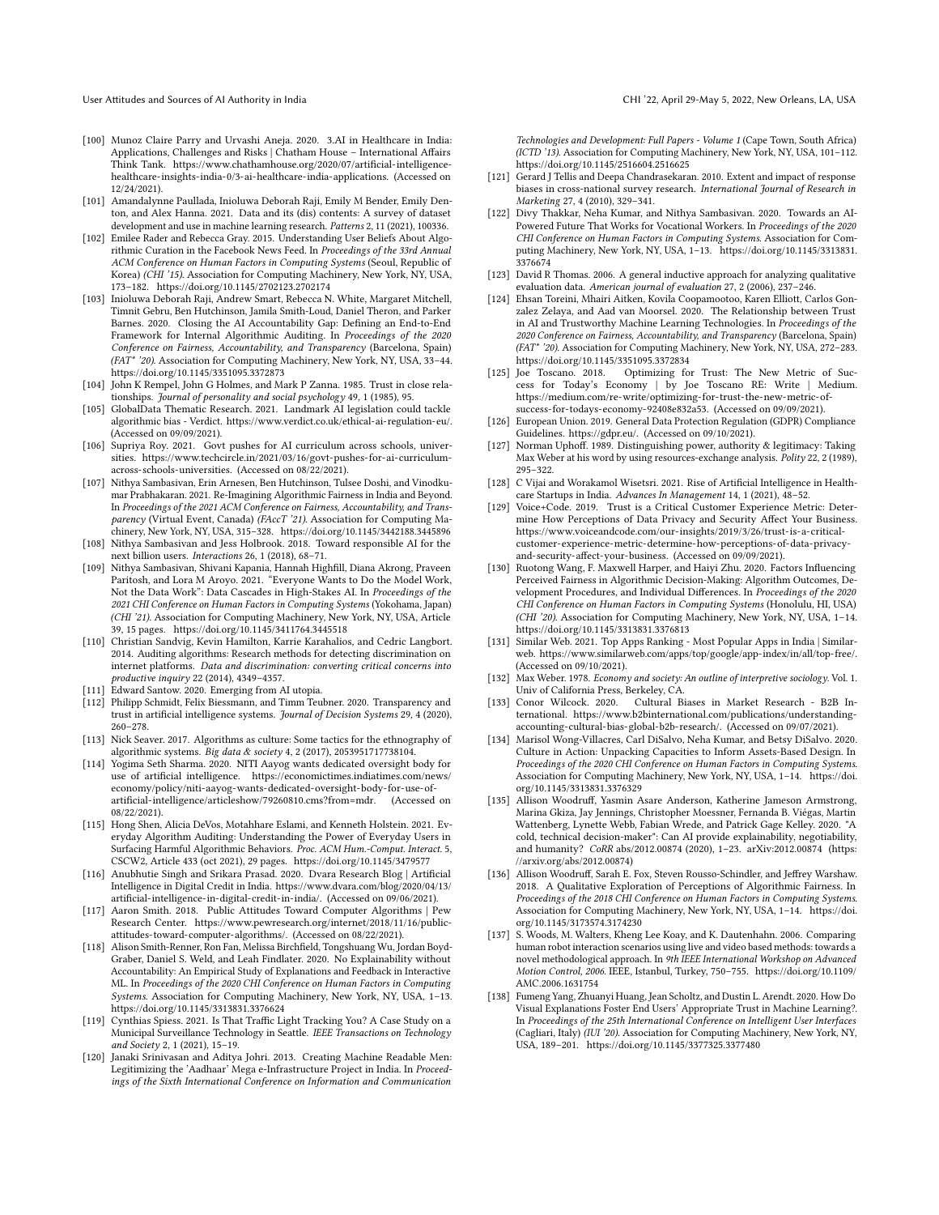[100] Munoz Claire Parry and Urvashi Aneja. 2020. 3.AI in Healthcare in India: Applications, Challenges and Risks | Chatham House – International Affairs Think Tank. https://www.chathamhouse.org/2020/07/artificial-intelligence-healthcare-insights-india-0/3-ai-healthcare-india-applications. (Accessed on 12/24/2021).

[101] Amandalynne Paullada, Inioluwa Deborah Raji, Emily M Bender, Emily Denton, and Alex Hanna. 2021. Data and its (dis) contents: A survey of dataset development and use in machine learning research. *Patterns* 2, 11 (2021), 100336.

[102] Emilee Rader and Rebecca Gray. 2015. Understanding User Beliefs About Algorithmic Curation in the Facebook News Feed. In *Proceedings of the 33rd Annual ACM Conference on Human Factors in Computing Systems* (Seoul, Republic of Korea) *(CHI '15)*. Association for Computing Machinery, New York, NY, USA, 173–182. https://doi.org/10.1145/2702123.2702174

[103] Inioluwa Deborah Raji, Andrew Smart, Rebecca N. White, Margaret Mitchell, Timnit Gebru, Ben Hutchinson, Jamila Smith-Loud, Daniel Theron, and Parker Barnes. 2020. Closing the AI Accountability Gap: Defining an End-to-End Framework for Internal Algorithmic Auditing. In *Proceedings of the 2020 Conference on Fairness, Accountability, and Transparency* (Barcelona, Spain) *(FAT* '20)*. Association for Computing Machinery, New York, NY, USA, 33–44. https://doi.org/10.1145/3351095.3372873

[104] John K Rempel, John G Holmes, and Mark P Zanna. 1985. Trust in close relationships. *Journal of personality and social psychology* 49, 1 (1985), 95.

[105] GlobalData Thematic Research. 2021. Landmark AI legislation could tackle algorithmic bias - Verdict. https://www.verdict.co.uk/ethical-ai-regulation-eu/. (Accessed on 09/09/2021).

[106] Supriya Roy. 2021. Govt pushes for AI curriculum across schools, universities. https://www.techcircle.in/2021/03/16/govt-pushes-for-ai-curriculum-across-schools-universities. (Accessed on 08/22/2021).

[107] Nithya Sambasivan, Erin Arnesen, Ben Hutchinson, Tulsee Doshi, and Vinodkumar Prabhakaran. 2021. Re-Imagining Algorithmic Fairness in India and Beyond. In *Proceedings of the 2021 ACM Conference on Fairness, Accountability, and Transparency* (Virtual Event, Canada) *(FAccT '21)*. Association for Computing Machinery, New York, NY, USA, 315–328. https://doi.org/10.1145/3442188.3445896

[108] Nithya Sambasivan and Jess Holbrook. 2018. Toward responsible AI for the next billion users. *Interactions* 26, 1 (2018), 68–71.

[109] Nithya Sambasivan, Shivani Kapania, Hannah Highfill, Diana Akrong, Praveen Paritosh, and Lora M Aroyo. 2021. "Everyone Wants to Do the Model Work, Not the Data Work": Data Cascades in High-Stakes AI. In *Proceedings of the 2021 CHI Conference on Human Factors in Computing Systems* (Yokohama, Japan) *(CHI '21)*. Association for Computing Machinery, New York, NY, USA, Article 39, 15 pages. https://doi.org/10.1145/3411764.3445518

[110] Christian Sandvig, Kevin Hamilton, Karrie Karahalios, and Cedric Langbort. 2014. Auditing algorithms: Research methods for detecting discrimination on internet platforms. *Data and discrimination: converting critical concerns into productive inquiry* 22 (2014), 4349–4357.

[111] Edward Santow. 2020. Emerging from AI utopia.

[112] Philipp Schmidt, Felix Biessmann, and Timm Teubner. 2020. Transparency and trust in artificial intelligence systems. *Journal of Decision Systems* 29, 4 (2020), 260–278.

[113] Nick Seaver. 2017. Algorithms as culture: Some tactics for the ethnography of algorithmic systems. *Big data & society* 4, 2 (2017), 2053951717738104.

[114] Yogima Seth Sharma. 2020. NITI Aayog wants dedicated oversight body for use of artificial intelligence. https://economictimes.indiatimes.com/news/economy/policy/niti-aayog-wants-dedicated-oversight-body-for-use-of-artificial-intelligence/articleshow/79260810.cms?from=mdr. (Accessed on 08/22/2021).

[115] Hong Shen, Alicia DeVos, Motahhare Eslami, and Kenneth Holstein. 2021. Everyday Algorithm Auditing: Understanding the Power of Everyday Users in Surfacing Harmful Algorithmic Behaviors. *Proc. ACM Hum.-Comput. Interact.* 5, CSCW2, Article 433 (oct 2021), 29 pages. https://doi.org/10.1145/3479577

[116] Anubhutie Singh and Srikara Prasad. 2020. Dvara Research Blog | Artificial Intelligence in Digital Credit in India. https://www.dvara.com/blog/2020/04/13/artificial-intelligence-in-digital-credit-in-india/. (Accessed on 09/06/2021).

[117] Aaron Smith. 2018. Public Attitudes Toward Computer Algorithms | Pew Research Center. https://www.pewresearch.org/internet/2018/11/16/public-attitudes-toward-computer-algorithms/. (Accessed on 08/22/2021).

[118] Alison Smith-Renner, Ron Fan, Melissa Birchfield, Tongshuang Wu, Jordan Boyd-Graber, Daniel S. Weld, and Leah Findlater. 2020. No Explainability without Accountability: An Empirical Study of Explanations and Feedback in Interactive ML. In *Proceedings of the 2020 CHI Conference on Human Factors in Computing Systems*. Association for Computing Machinery, New York, NY, USA, 1–13. https://doi.org/10.1145/3313831.3376624

[119] Cynthias Spiess. 2021. Is That Traffic Light Tracking You? A Case Study on a Municipal Surveillance Technology in Seattle. *IEEE Transactions on Technology and Society* 2, 1 (2021), 15–19.

[120] Janaki Srinivasan and Aditya Johri. 2013. Creating Machine Readable Men: Legitimizing the 'Aadhaar' Mega e-Infrastructure Project in India. In *Proceedings of the Sixth International Conference on Information and Communication Technologies and Development: Full Papers - Volume 1* (Cape Town, South Africa) *(ICTD '13)*. Association for Computing Machinery, New York, NY, USA, 101–112. https://doi.org/10.1145/2516604.2516625

[121] Gerard J Tellis and Deepa Chandrasekaran. 2010. Extent and impact of response biases in cross-national survey research. *International Journal of Research in Marketing* 27, 4 (2010), 329–341.

[122] Divy Thakkar, Neha Kumar, and Nithya Sambasivan. 2020. Towards an AI-Powered Future That Works for Vocational Workers. In *Proceedings of the 2020 CHI Conference on Human Factors in Computing Systems*. Association for Computing Machinery, New York, NY, USA, 1–13. https://doi.org/10.1145/3313831.3376674

[123] David R Thomas. 2006. A general inductive approach for analyzing qualitative evaluation data. *American journal of evaluation* 27, 2 (2006), 237–246.

[124] Ehsan Toreini, Mhairi Aitken, Kovila Coopamootoo, Karen Elliott, Carlos Gonzalez Zelaya, and Aad van Moorsel. 2020. The Relationship between Trust in AI and Trustworthy Machine Learning Technologies. In *Proceedings of the 2020 Conference on Fairness, Accountability, and Transparency* (Barcelona, Spain) *(FAT* '20)*. Association for Computing Machinery, New York, NY, USA, 272–283. https://doi.org/10.1145/3351095.3372834

[125] Joe Toscano. 2018. Optimizing for Trust: The New Metric of Success for Today's Economy | by Joe Toscano RE: Write | Medium. https://medium.com/re-write/optimizing-for-trust-the-new-metric-of-success-for-todays-economy-92408e832a53. (Accessed on 09/09/2021).

[126] European Union. 2019. General Data Protection Regulation (GDPR) Compliance Guidelines. https://gdpr.eu/. (Accessed on 09/10/2021).

[127] Norman Uphoff. 1989. Distinguishing power, authority & legitimacy: Taking Max Weber at his word by using resources-exchange analysis. *Polity* 22, 2 (1989), 295–322.

[128] C Vijai and Worakamol Wisetsri. 2021. Rise of Artificial Intelligence in Healthcare Startups in India. *Advances In Management* 14, 1 (2021), 48–52.

[129] Voice+Code. 2019. Trust is a Critical Customer Experience Metric: Determine How Perceptions of Data Privacy and Security Affect Your Business. https://www.voiceandcode.com/our-insights/2019/3/26/trust-is-a-critical-customer-experience-metric-determine-how-perceptions-of-data-privacy-and-security-affect-your-business. (Accessed on 09/09/2021).

[130] Ruotong Wang, F. Maxwell Harper, and Haiyi Zhu. 2020. Factors Influencing Perceived Fairness in Algorithmic Decision-Making: Algorithm Outcomes, Development Procedures, and Individual Differences. In *Proceedings of the 2020 CHI Conference on Human Factors in Computing Systems* (Honolulu, HI, USA) *(CHI '20)*. Association for Computing Machinery, New York, NY, USA, 1–14. https://doi.org/10.1145/3313831.3376813

[131] Similar Web. 2021. Top Apps Ranking - Most Popular Apps in India | Similarweb. https://www.similarweb.com/apps/top/google/app-index/in/all/top-free/. (Accessed on 09/10/2021).

[132] Max Weber. 1978. *Economy and society: An outline of interpretive sociology*. Vol. 1. Univ of California Press, Berkeley, CA.

[133] Conor Wilcock. 2020. Cultural Biases in Market Research - B2B International. https://www.b2binternational.com/publications/understanding-accounting-cultural-bias-global-b2b-research/. (Accessed on 09/07/2021).

[134] Marisol Wong-Villacres, Carl DiSalvo, Neha Kumar, and Betsy DiSalvo. 2020. Culture in Action: Unpacking Capacities to Inform Assets-Based Design. In *Proceedings of the 2020 CHI Conference on Human Factors in Computing Systems*. Association for Computing Machinery, New York, NY, USA, 1–14. https://doi.org/10.1145/3313831.3376329

[135] Allison Woodruff, Yasmin Asare Anderson, Katherine Jameson Armstrong, Marina Gkiza, Jay Jennings, Christopher Moessner, Fernanda B. Viégas, Martin Wattenberg, Lynette Webb, Fabian Wrede, and Patrick Gage Kelley. 2020. "A cold, technical decision-maker": Can AI provide explainability, negotiability, and humanity? *CoRR* abs/2012.00874 (2020), 1–23. arXiv:2012.00874 (https://arxiv.org/abs/2012.00874)

[136] Allison Woodruff, Sarah E. Fox, Steven Rousso-Schindler, and Jeffrey Warshaw. 2018. A Qualitative Exploration of Perceptions of Algorithmic Fairness. In *Proceedings of the 2018 CHI Conference on Human Factors in Computing Systems*. Association for Computing Machinery, New York, NY, USA, 1–14. https://doi.org/10.1145/3173574.3174230

[137] S. Woods, M. Walters, Kheng Lee Koay, and K. Dautenhahn. 2006. Comparing human robot interaction scenarios using live and video based methods: towards a novel methodological approach. In *9th IEEE International Workshop on Advanced Motion Control, 2006*. IEEE, Istanbul, Turkey, 750–755. https://doi.org/10.1109/AMC.2006.1631754

[138] Fumeng Yang, Zhuanyi Huang, Jean Scholtz, and Dustin L. Arendt. 2020. How Do Visual Explanations Foster End Users' Appropriate Trust in Machine Learning?. In *Proceedings of the 25th International Conference on Intelligent User Interfaces* (Cagliari, Italy) *(IUI '20)*. Association for Computing Machinery, New York, NY, USA, 189–201. https://doi.org/10.1145/3377325.3377480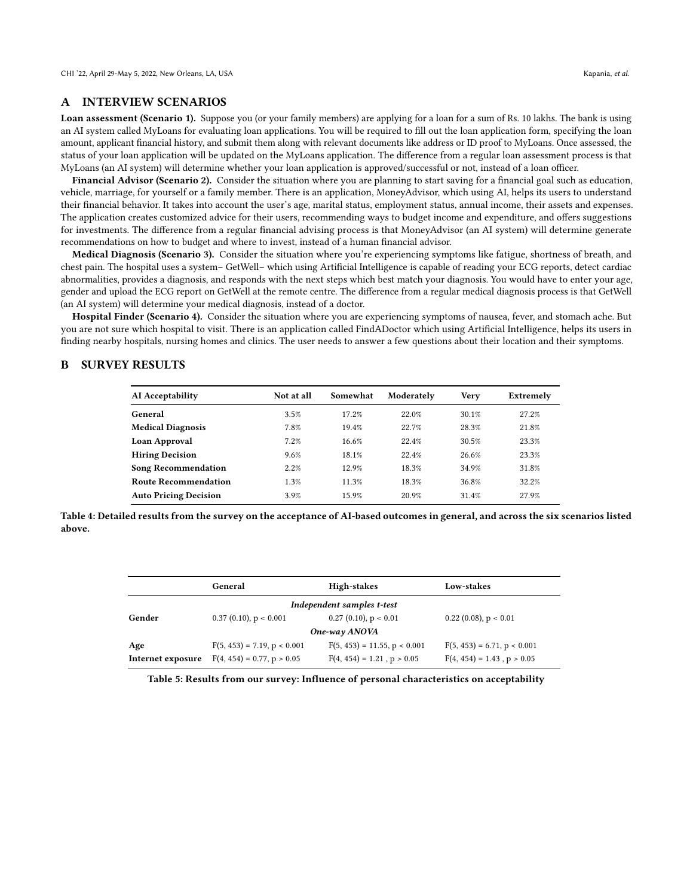## A INTERVIEW SCENARIOS

**Loan assessment (Scenario 1).** Suppose you (or your family members) are applying for a loan for a sum of Rs. 10 lakhs. The bank is using an AI system called MyLoans for evaluating loan applications. You will be required to fill out the loan application form, specifying the loan amount, applicant financial history, and submit them along with relevant documents like address or ID proof to MyLoans. Once assessed, the status of your loan application will be updated on the MyLoans application. The difference from a regular loan assessment process is that MyLoans (an AI system) will determine whether your loan application is approved/successful or not, instead of a loan officer.

**Financial Advisor (Scenario 2).** Consider the situation where you are planning to start saving for a financial goal such as education, vehicle, marriage, for yourself or a family member. There is an application, MoneyAdvisor, which using AI, helps its users to understand their financial behavior. It takes into account the user's age, marital status, employment status, annual income, their assets and expenses. The application creates customized advice for their users, recommending ways to budget income and expenditure, and offers suggestions for investments. The difference from a regular financial advising process is that MoneyAdvisor (an AI system) will determine generate recommendations on how to budget and where to invest, instead of a human financial advisor.

**Medical Diagnosis (Scenario 3).** Consider the situation where you're experiencing symptoms like fatigue, shortness of breath, and chest pain. The hospital uses a system– GetWell– which using Artificial Intelligence is capable of reading your ECG reports, detect cardiac abnormalities, provides a diagnosis, and responds with the next steps which best match your diagnosis. You would have to enter your age, gender and upload the ECG report on GetWell at the remote centre. The difference from a regular medical diagnosis process is that GetWell (an AI system) will determine your medical diagnosis, instead of a doctor.

**Hospital Finder (Scenario 4).** Consider the situation where you are experiencing symptoms of nausea, fever, and stomach ache. But you are not sure which hospital to visit. There is an application called FindADoctor which using Artificial Intelligence, helps its users in finding nearby hospitals, nursing homes and clinics. The user needs to answer a few questions about their location and their symptoms.

## B SURVEY RESULTS

| AI Acceptability | Not at all | Somewhat | Moderately | Very | Extremely |
|---|---|---|---|---|---|
| **General** | 3.5% | 17.2% | 22.0% | 30.1% | 27.2% |
| **Medical Diagnosis** | 7.8% | 19.4% | 22.7% | 28.3% | 21.8% |
| **Loan Approval** | 7.2% | 16.6% | 22.4% | 30.5% | 23.3% |
| **Hiring Decision** | 9.6% | 18.1% | 22.4% | 26.6% | 23.3% |
| **Song Recommendation** | 2.2% | 12.9% | 18.3% | 34.9% | 31.8% |
| **Route Recommendation** | 1.3% | 11.3% | 18.3% | 36.8% | 32.2% |
| **Auto Pricing Decision** | 3.9% | 15.9% | 20.9% | 31.4% | 27.9% |

**Table 4: Detailed results from the survey on the acceptance of AI-based outcomes in general, and across the six scenarios listed above.**

| | General | High-stakes | Low-stakes |
|---|---|---|---|
| | | *Independent samples t-test* | |
| **Gender** | 0.37 (0.10), $p < 0.001$ | 0.27 (0.10), $p < 0.01$ | 0.22 (0.08), $p < 0.01$ |
| | | *One-way ANOVA* | |
| **Age** | $F(5, 453) = 7.19$, $p < 0.001$ | $F(5, 453) = 11.55$, $p < 0.001$ | $F(5, 453) = 6.71$, $p < 0.001$ |
| **Internet exposure** | $F(4, 454) = 0.77$, $p > 0.05$ | $F(4, 454) = 1.21$, $p > 0.05$ | $F(4, 454) = 1.43$, $p > 0.05$ |

**Table 5: Results from our survey: Influence of personal characteristics on acceptability**